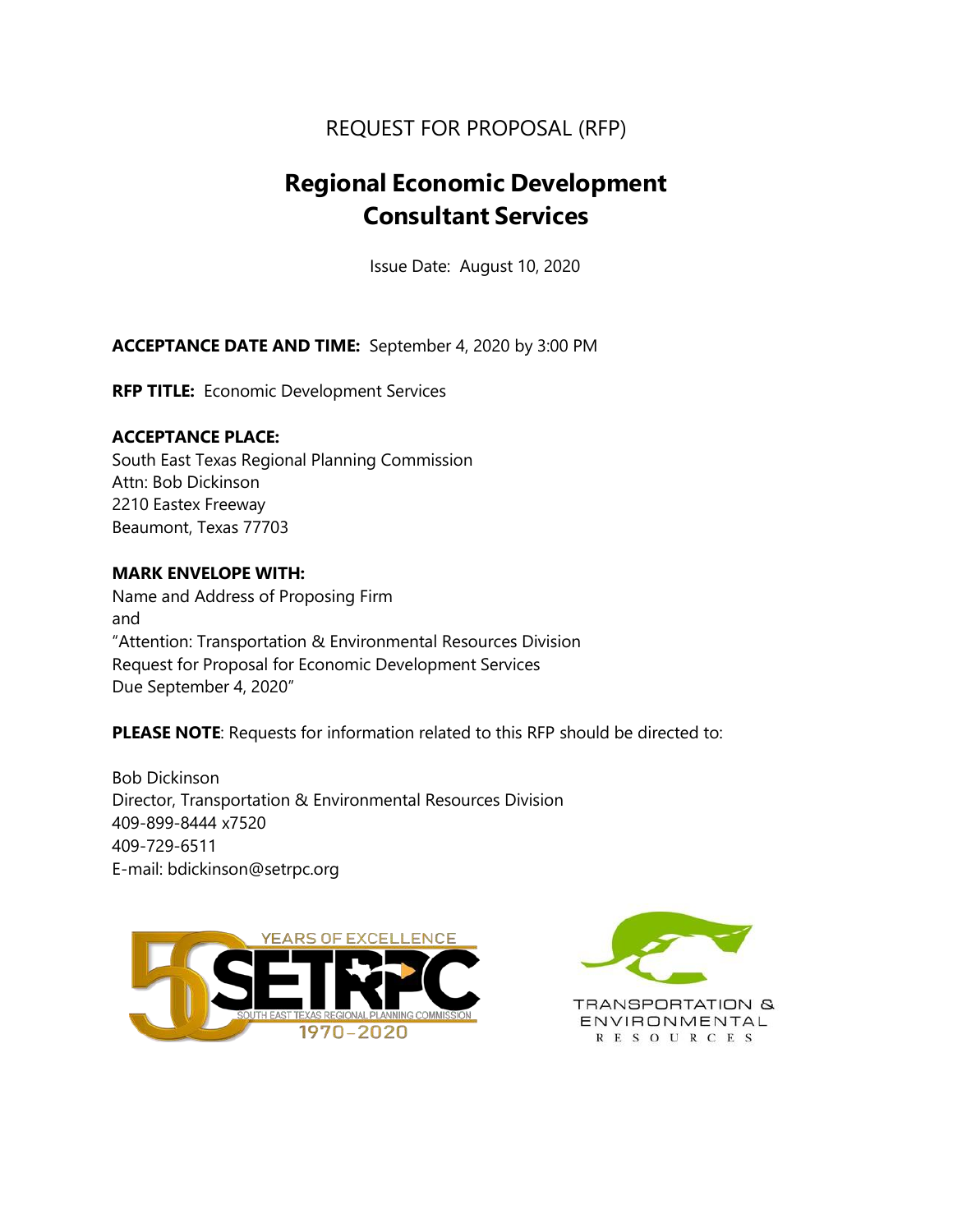REQUEST FOR PROPOSAL (RFP)

# Regional Economic Development Consultant Services

Issue Date: August 10, 2020

**ACCEPTANCE DATE AND TIME:** September 4, 2020 by 3:00 PM

**RFP TITLE:** Economic Development Services

**ACCEPTANCE PLACE:**
South East Texas Regional Planning Commission
Attn: Bob Dickinson
2210 Eastex Freeway
Beaumont, Texas 77703

**MARK ENVELOPE WITH:**
Name and Address of Proposing Firm
and
"Attention: Transportation & Environmental Resources Division
Request for Proposal for Economic Development Services
Due September 4, 2020"

**PLEASE NOTE**: Requests for information related to this RFP should be directed to:

Bob Dickinson
Director, Transportation & Environmental Resources Division
409-899-8444 x7520
409-729-6511
E-mail: bdickinson@setrpc.org

YEARS OF EXCELLENCE
SETRPC
SOUTH EAST TEXAS REGIONAL PLANNING COMMISSION
1970–2020

TRANSPORTATION & ENVIRONMENTAL RESOURCES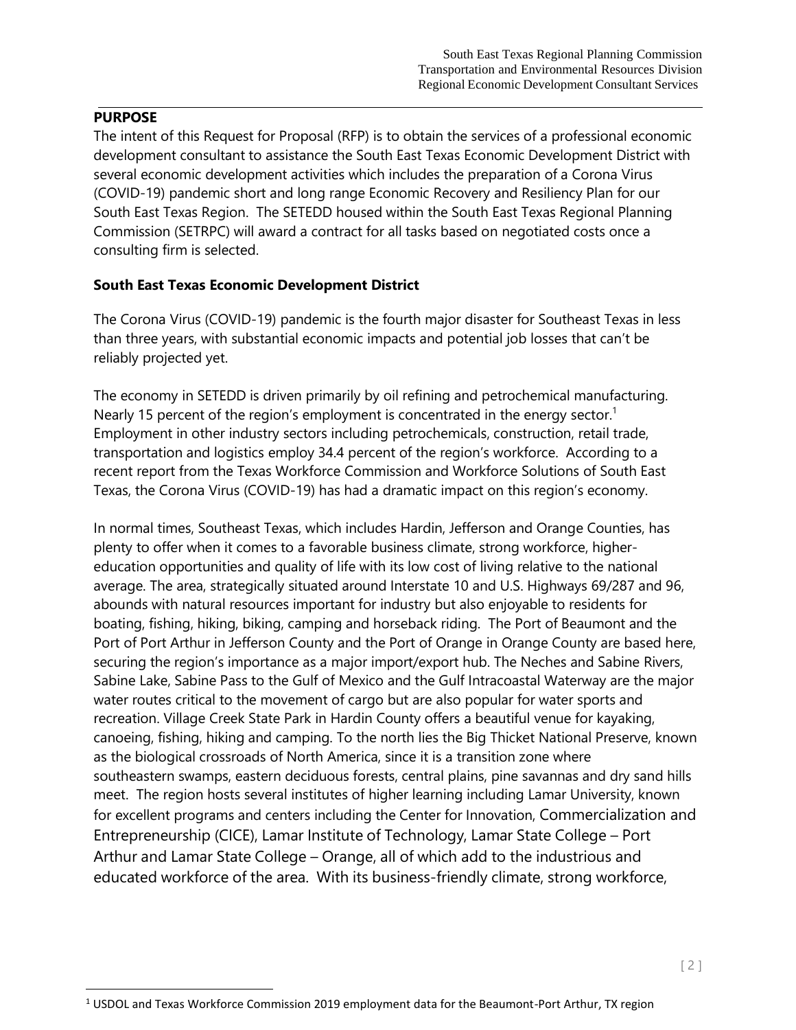## PURPOSE

The intent of this Request for Proposal (RFP) is to obtain the services of a professional economic development consultant to assistance the South East Texas Economic Development District with several economic development activities which includes the preparation of a Corona Virus (COVID-19) pandemic short and long range Economic Recovery and Resiliency Plan for our South East Texas Region. The SETEDD housed within the South East Texas Regional Planning Commission (SETRPC) will award a contract for all tasks based on negotiated costs once a consulting firm is selected.

### South East Texas Economic Development District

The Corona Virus (COVID-19) pandemic is the fourth major disaster for Southeast Texas in less than three years, with substantial economic impacts and potential job losses that can't be reliably projected yet.

The economy in SETEDD is driven primarily by oil refining and petrochemical manufacturing. Nearly 15 percent of the region's employment is concentrated in the energy sector.[1] Employment in other industry sectors including petrochemicals, construction, retail trade, transportation and logistics employ 34.4 percent of the region's workforce. According to a recent report from the Texas Workforce Commission and Workforce Solutions of South East Texas, the Corona Virus (COVID-19) has had a dramatic impact on this region's economy.

In normal times, Southeast Texas, which includes Hardin, Jefferson and Orange Counties, has plenty to offer when it comes to a favorable business climate, strong workforce, higher-education opportunities and quality of life with its low cost of living relative to the national average. The area, strategically situated around Interstate 10 and U.S. Highways 69/287 and 96, abounds with natural resources important for industry but also enjoyable to residents for boating, fishing, hiking, biking, camping and horseback riding. The Port of Beaumont and the Port of Port Arthur in Jefferson County and the Port of Orange in Orange County are based here, securing the region's importance as a major import/export hub. The Neches and Sabine Rivers, Sabine Lake, Sabine Pass to the Gulf of Mexico and the Gulf Intracoastal Waterway are the major water routes critical to the movement of cargo but are also popular for water sports and recreation. Village Creek State Park in Hardin County offers a beautiful venue for kayaking, canoeing, fishing, hiking and camping. To the north lies the Big Thicket National Preserve, known as the biological crossroads of North America, since it is a transition zone where southeastern swamps, eastern deciduous forests, central plains, pine savannas and dry sand hills meet. The region hosts several institutes of higher learning including Lamar University, known for excellent programs and centers including the Center for Innovation, Commercialization and Entrepreneurship (CICE), Lamar Institute of Technology, Lamar State College – Port Arthur and Lamar State College – Orange, all of which add to the industrious and educated workforce of the area. With its business-friendly climate, strong workforce,

---

[1] USDOL and Texas Workforce Commission 2019 employment data for the Beaumont-Port Arthur, TX region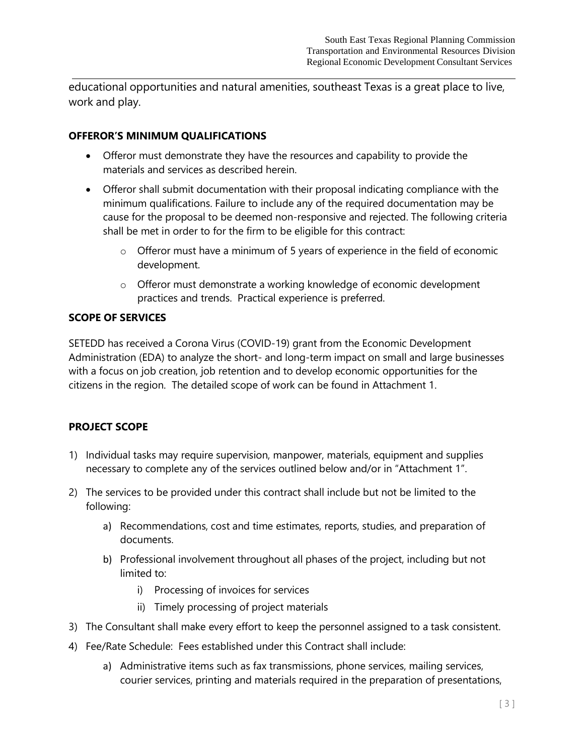educational opportunities and natural amenities, southeast Texas is a great place to live, work and play.

## OFFEROR'S MINIMUM QUALIFICATIONS

- Offeror must demonstrate they have the resources and capability to provide the materials and services as described herein.
- Offeror shall submit documentation with their proposal indicating compliance with the minimum qualifications. Failure to include any of the required documentation may be cause for the proposal to be deemed non-responsive and rejected. The following criteria shall be met in order to for the firm to be eligible for this contract:
    - Offeror must have a minimum of 5 years of experience in the field of economic development.
    - Offeror must demonstrate a working knowledge of economic development practices and trends. Practical experience is preferred.

## SCOPE OF SERVICES

SETEDD has received a Corona Virus (COVID-19) grant from the Economic Development Administration (EDA) to analyze the short- and long-term impact on small and large businesses with a focus on job creation, job retention and to develop economic opportunities for the citizens in the region. The detailed scope of work can be found in Attachment 1.

## PROJECT SCOPE

1) Individual tasks may require supervision, manpower, materials, equipment and supplies necessary to complete any of the services outlined below and/or in "Attachment 1".
2) The services to be provided under this contract shall include but not be limited to the following:
    a) Recommendations, cost and time estimates, reports, studies, and preparation of documents.
    b) Professional involvement throughout all phases of the project, including but not limited to:
        i) Processing of invoices for services
        ii) Timely processing of project materials
3) The Consultant shall make every effort to keep the personnel assigned to a task consistent.
4) Fee/Rate Schedule: Fees established under this Contract shall include:
    a) Administrative items such as fax transmissions, phone services, mailing services, courier services, printing and materials required in the preparation of presentations,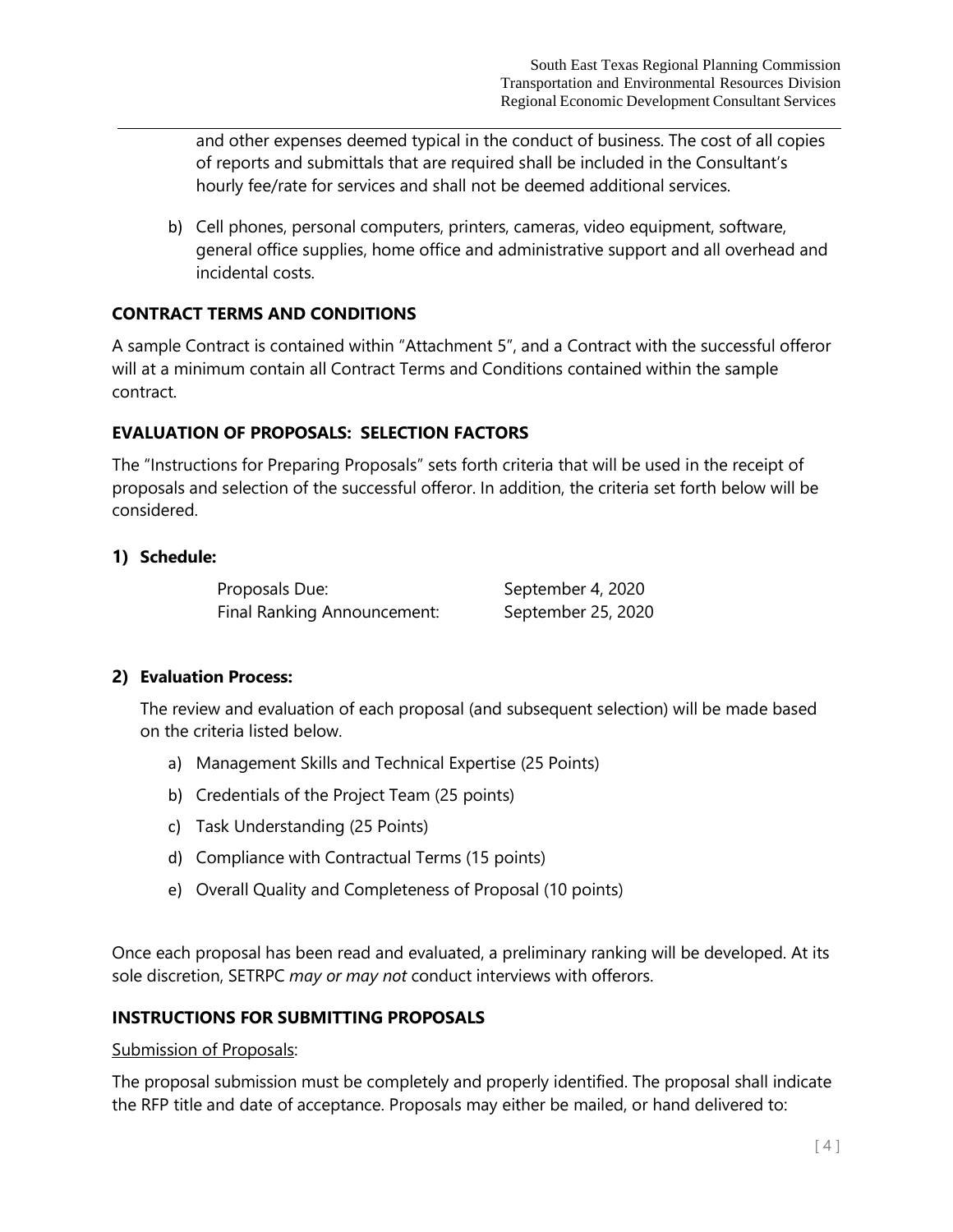and other expenses deemed typical in the conduct of business. The cost of all copies of reports and submittals that are required shall be included in the Consultant's hourly fee/rate for services and shall not be deemed additional services.

b) Cell phones, personal computers, printers, cameras, video equipment, software, general office supplies, home office and administrative support and all overhead and incidental costs.

## CONTRACT TERMS AND CONDITIONS

A sample Contract is contained within "Attachment 5", and a Contract with the successful offeror will at a minimum contain all Contract Terms and Conditions contained within the sample contract.

## EVALUATION OF PROPOSALS: SELECTION FACTORS

The "Instructions for Preparing Proposals" sets forth criteria that will be used in the receipt of proposals and selection of the successful offeror. In addition, the criteria set forth below will be considered.

### 1) Schedule:

| | |
|---|---|
| Proposals Due: | September 4, 2020 |
| Final Ranking Announcement: | September 25, 2020 |

### 2) Evaluation Process:

The review and evaluation of each proposal (and subsequent selection) will be made based on the criteria listed below.

a) Management Skills and Technical Expertise (25 Points)

b) Credentials of the Project Team (25 points)

c) Task Understanding (25 Points)

d) Compliance with Contractual Terms (15 points)

e) Overall Quality and Completeness of Proposal (10 points)

Once each proposal has been read and evaluated, a preliminary ranking will be developed. At its sole discretion, SETRPC *may or may not* conduct interviews with offerors.

## INSTRUCTIONS FOR SUBMITTING PROPOSALS

Submission of Proposals:

The proposal submission must be completely and properly identified. The proposal shall indicate the RFP title and date of acceptance. Proposals may either be mailed, or hand delivered to: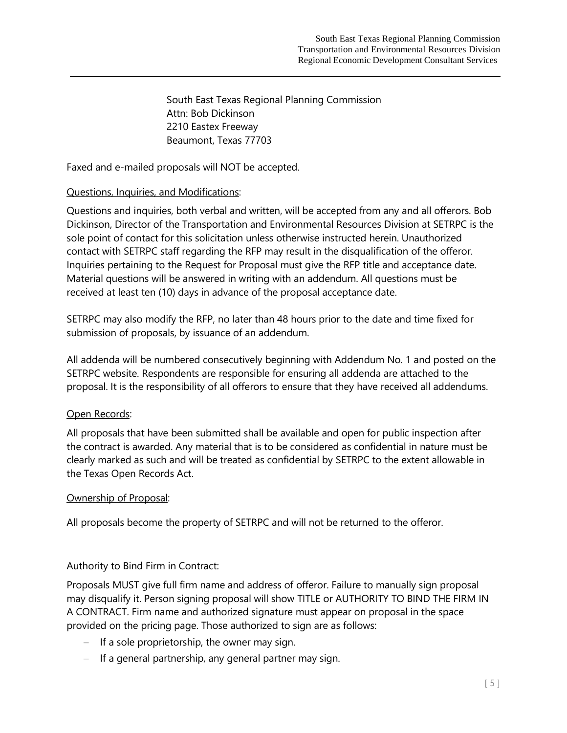South East Texas Regional Planning Commission
Attn: Bob Dickinson
2210 Eastex Freeway
Beaumont, Texas 77703

Faxed and e-mailed proposals will NOT be accepted.

Questions, Inquiries, and Modifications:

Questions and inquiries, both verbal and written, will be accepted from any and all offerors. Bob Dickinson, Director of the Transportation and Environmental Resources Division at SETRPC is the sole point of contact for this solicitation unless otherwise instructed herein. Unauthorized contact with SETRPC staff regarding the RFP may result in the disqualification of the offeror. Inquiries pertaining to the Request for Proposal must give the RFP title and acceptance date. Material questions will be answered in writing with an addendum. All questions must be received at least ten (10) days in advance of the proposal acceptance date.

SETRPC may also modify the RFP, no later than 48 hours prior to the date and time fixed for submission of proposals, by issuance of an addendum.

All addenda will be numbered consecutively beginning with Addendum No. 1 and posted on the SETRPC website. Respondents are responsible for ensuring all addenda are attached to the proposal. It is the responsibility of all offerors to ensure that they have received all addendums.

Open Records:

All proposals that have been submitted shall be available and open for public inspection after the contract is awarded. Any material that is to be considered as confidential in nature must be clearly marked as such and will be treated as confidential by SETRPC to the extent allowable in the Texas Open Records Act.

Ownership of Proposal:

All proposals become the property of SETRPC and will not be returned to the offeror.

Authority to Bind Firm in Contract:

Proposals MUST give full firm name and address of offeror. Failure to manually sign proposal may disqualify it. Person signing proposal will show TITLE or AUTHORITY TO BIND THE FIRM IN A CONTRACT. Firm name and authorized signature must appear on proposal in the space provided on the pricing page. Those authorized to sign are as follows:

- If a sole proprietorship, the owner may sign.
- If a general partnership, any general partner may sign.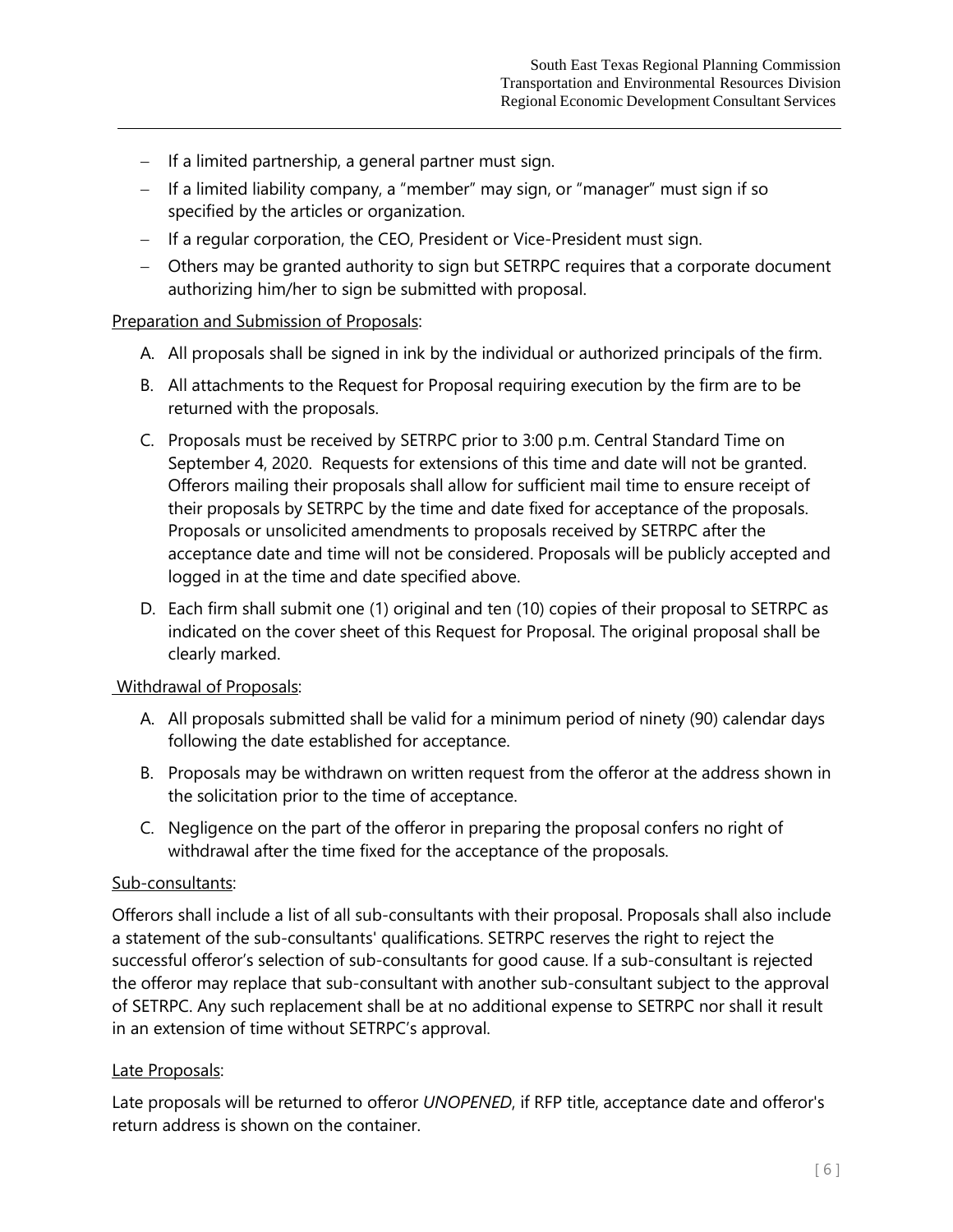- If a limited partnership, a general partner must sign.
- If a limited liability company, a "member" may sign, or "manager" must sign if so specified by the articles or organization.
- If a regular corporation, the CEO, President or Vice-President must sign.
- Others may be granted authority to sign but SETRPC requires that a corporate document authorizing him/her to sign be submitted with proposal.

Preparation and Submission of Proposals:

A. All proposals shall be signed in ink by the individual or authorized principals of the firm.

B. All attachments to the Request for Proposal requiring execution by the firm are to be returned with the proposals.

C. Proposals must be received by SETRPC prior to 3:00 p.m. Central Standard Time on September 4, 2020. Requests for extensions of this time and date will not be granted. Offerors mailing their proposals shall allow for sufficient mail time to ensure receipt of their proposals by SETRPC by the time and date fixed for acceptance of the proposals. Proposals or unsolicited amendments to proposals received by SETRPC after the acceptance date and time will not be considered. Proposals will be publicly accepted and logged in at the time and date specified above.

D. Each firm shall submit one (1) original and ten (10) copies of their proposal to SETRPC as indicated on the cover sheet of this Request for Proposal. The original proposal shall be clearly marked.

Withdrawal of Proposals:

A. All proposals submitted shall be valid for a minimum period of ninety (90) calendar days following the date established for acceptance.

B. Proposals may be withdrawn on written request from the offeror at the address shown in the solicitation prior to the time of acceptance.

C. Negligence on the part of the offeror in preparing the proposal confers no right of withdrawal after the time fixed for the acceptance of the proposals.

Sub-consultants:

Offerors shall include a list of all sub-consultants with their proposal. Proposals shall also include a statement of the sub-consultants' qualifications. SETRPC reserves the right to reject the successful offeror's selection of sub-consultants for good cause. If a sub-consultant is rejected the offeror may replace that sub-consultant with another sub-consultant subject to the approval of SETRPC. Any such replacement shall be at no additional expense to SETRPC nor shall it result in an extension of time without SETRPC's approval.

Late Proposals:

Late proposals will be returned to offeror *UNOPENED*, if RFP title, acceptance date and offeror's return address is shown on the container.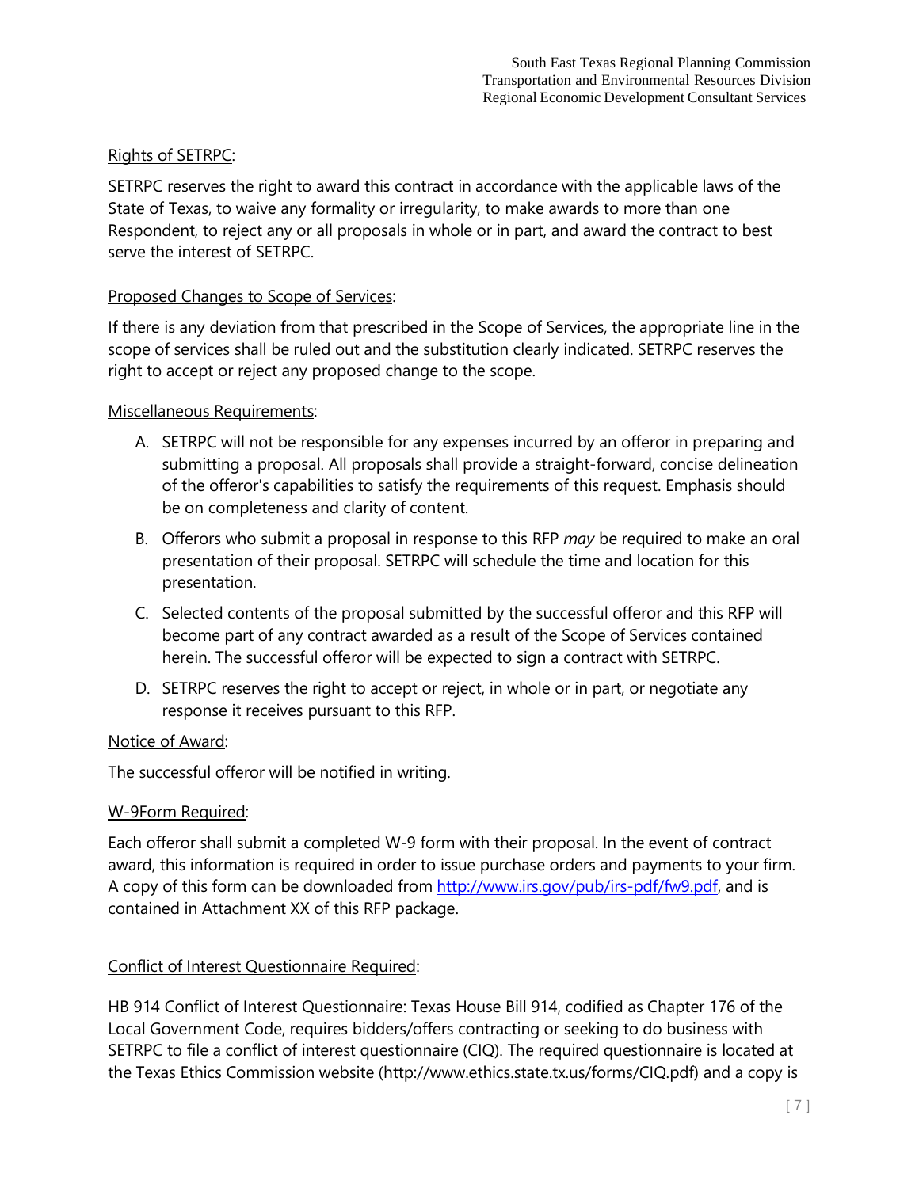Rights of SETRPC:

SETRPC reserves the right to award this contract in accordance with the applicable laws of the State of Texas, to waive any formality or irregularity, to make awards to more than one Respondent, to reject any or all proposals in whole or in part, and award the contract to best serve the interest of SETRPC.

Proposed Changes to Scope of Services:

If there is any deviation from that prescribed in the Scope of Services, the appropriate line in the scope of services shall be ruled out and the substitution clearly indicated. SETRPC reserves the right to accept or reject any proposed change to the scope.

Miscellaneous Requirements:

A. SETRPC will not be responsible for any expenses incurred by an offeror in preparing and submitting a proposal. All proposals shall provide a straight-forward, concise delineation of the offeror's capabilities to satisfy the requirements of this request. Emphasis should be on completeness and clarity of content.

B. Offerors who submit a proposal in response to this RFP *may* be required to make an oral presentation of their proposal. SETRPC will schedule the time and location for this presentation.

C. Selected contents of the proposal submitted by the successful offeror and this RFP will become part of any contract awarded as a result of the Scope of Services contained herein. The successful offeror will be expected to sign a contract with SETRPC.

D. SETRPC reserves the right to accept or reject, in whole or in part, or negotiate any response it receives pursuant to this RFP.

Notice of Award:

The successful offeror will be notified in writing.

W-9Form Required:

Each offeror shall submit a completed W-9 form with their proposal. In the event of contract award, this information is required in order to issue purchase orders and payments to your firm. A copy of this form can be downloaded from http://www.irs.gov/pub/irs-pdf/fw9.pdf, and is contained in Attachment XX of this RFP package.

Conflict of Interest Questionnaire Required:

HB 914 Conflict of Interest Questionnaire: Texas House Bill 914, codified as Chapter 176 of the Local Government Code, requires bidders/offers contracting or seeking to do business with SETRPC to file a conflict of interest questionnaire (CIQ). The required questionnaire is located at the Texas Ethics Commission website (http://www.ethics.state.tx.us/forms/CIQ.pdf) and a copy is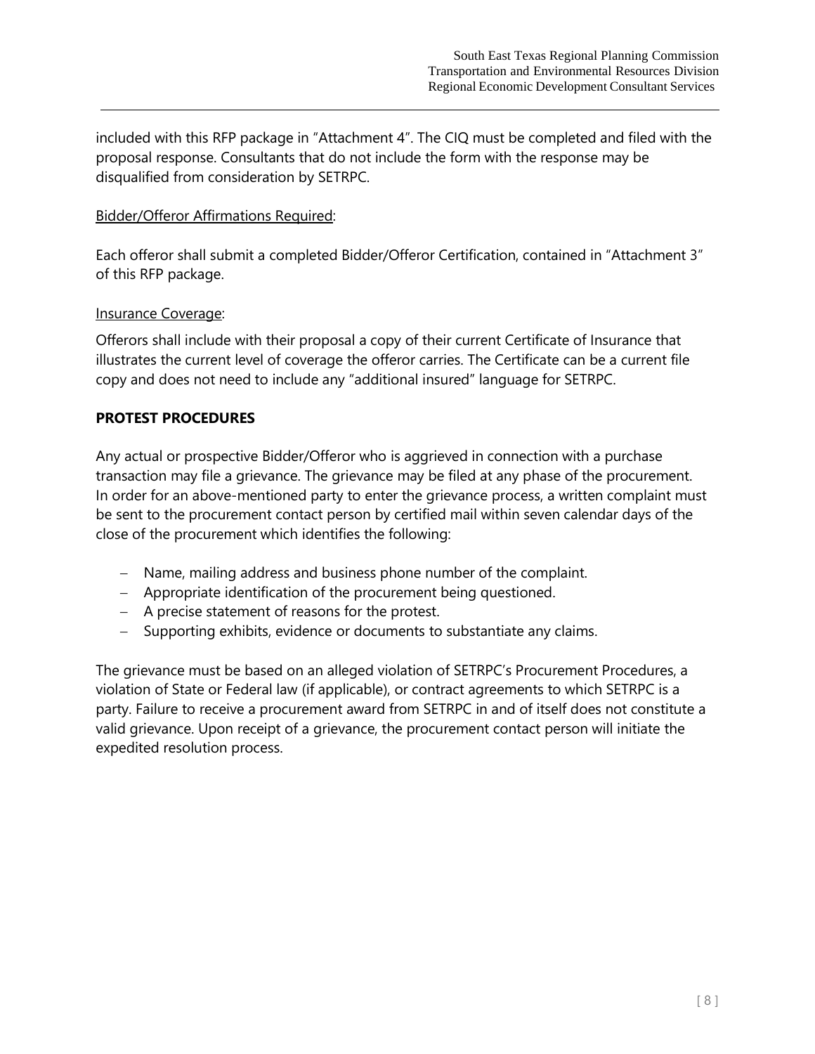included with this RFP package in "Attachment 4". The CIQ must be completed and filed with the proposal response. Consultants that do not include the form with the response may be disqualified from consideration by SETRPC.

<u>Bidder/Offeror Affirmations Required</u>:

Each offeror shall submit a completed Bidder/Offeror Certification, contained in "Attachment 3" of this RFP package.

<u>Insurance Coverage</u>:

Offerors shall include with their proposal a copy of their current Certificate of Insurance that illustrates the current level of coverage the offeror carries. The Certificate can be a current file copy and does not need to include any "additional insured" language for SETRPC.

**PROTEST PROCEDURES**

Any actual or prospective Bidder/Offeror who is aggrieved in connection with a purchase transaction may file a grievance. The grievance may be filed at any phase of the procurement. In order for an above-mentioned party to enter the grievance process, a written complaint must be sent to the procurement contact person by certified mail within seven calendar days of the close of the procurement which identifies the following:

- Name, mailing address and business phone number of the complaint.
- Appropriate identification of the procurement being questioned.
- A precise statement of reasons for the protest.
- Supporting exhibits, evidence or documents to substantiate any claims.

The grievance must be based on an alleged violation of SETRPC's Procurement Procedures, a violation of State or Federal law (if applicable), or contract agreements to which SETRPC is a party. Failure to receive a procurement award from SETRPC in and of itself does not constitute a valid grievance. Upon receipt of a grievance, the procurement contact person will initiate the expedited resolution process.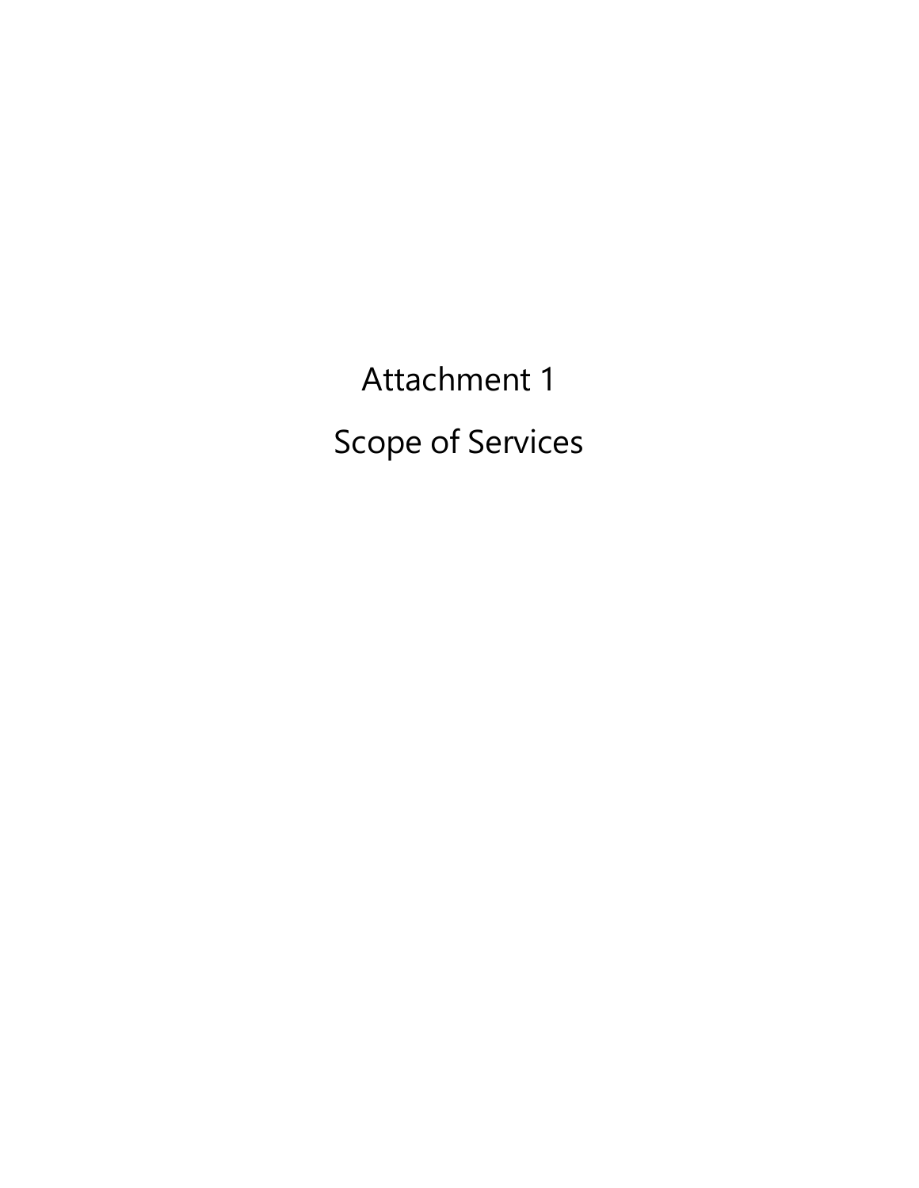# Attachment 1

# Scope of Services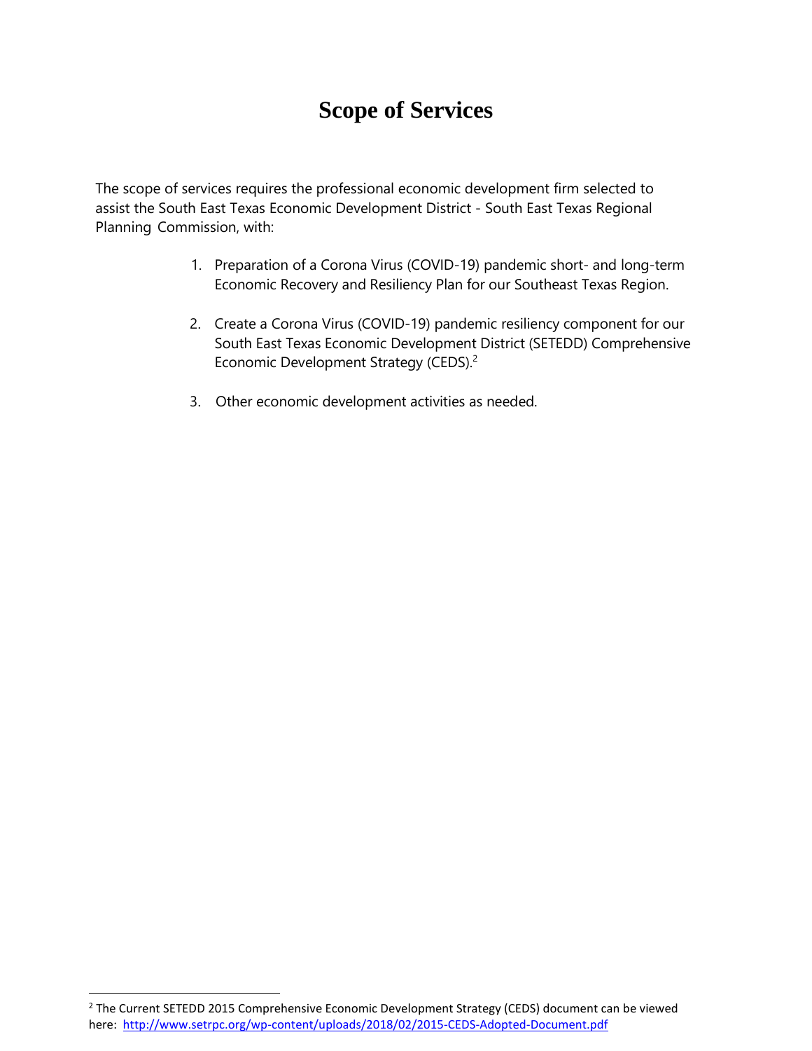# Scope of Services

The scope of services requires the professional economic development firm selected to assist the South East Texas Economic Development District - South East Texas Regional Planning Commission, with:

1. Preparation of a Corona Virus (COVID-19) pandemic short- and long-term Economic Recovery and Resiliency Plan for our Southeast Texas Region.

2. Create a Corona Virus (COVID-19) pandemic resiliency component for our South East Texas Economic Development District (SETEDD) Comprehensive Economic Development Strategy (CEDS).[2]

3. Other economic development activities as needed.

[2] The Current SETEDD 2015 Comprehensive Economic Development Strategy (CEDS) document can be viewed here: http://www.setrpc.org/wp-content/uploads/2018/02/2015-CEDS-Adopted-Document.pdf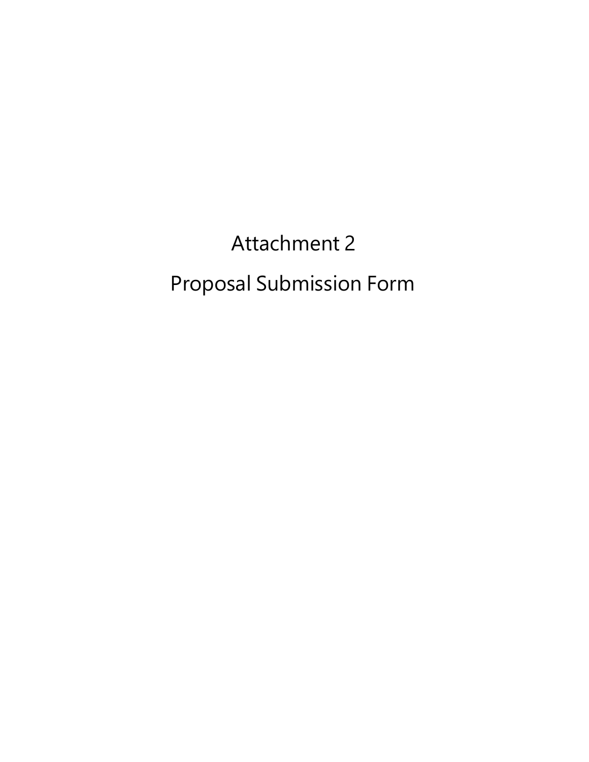# Attachment 2

# Proposal Submission Form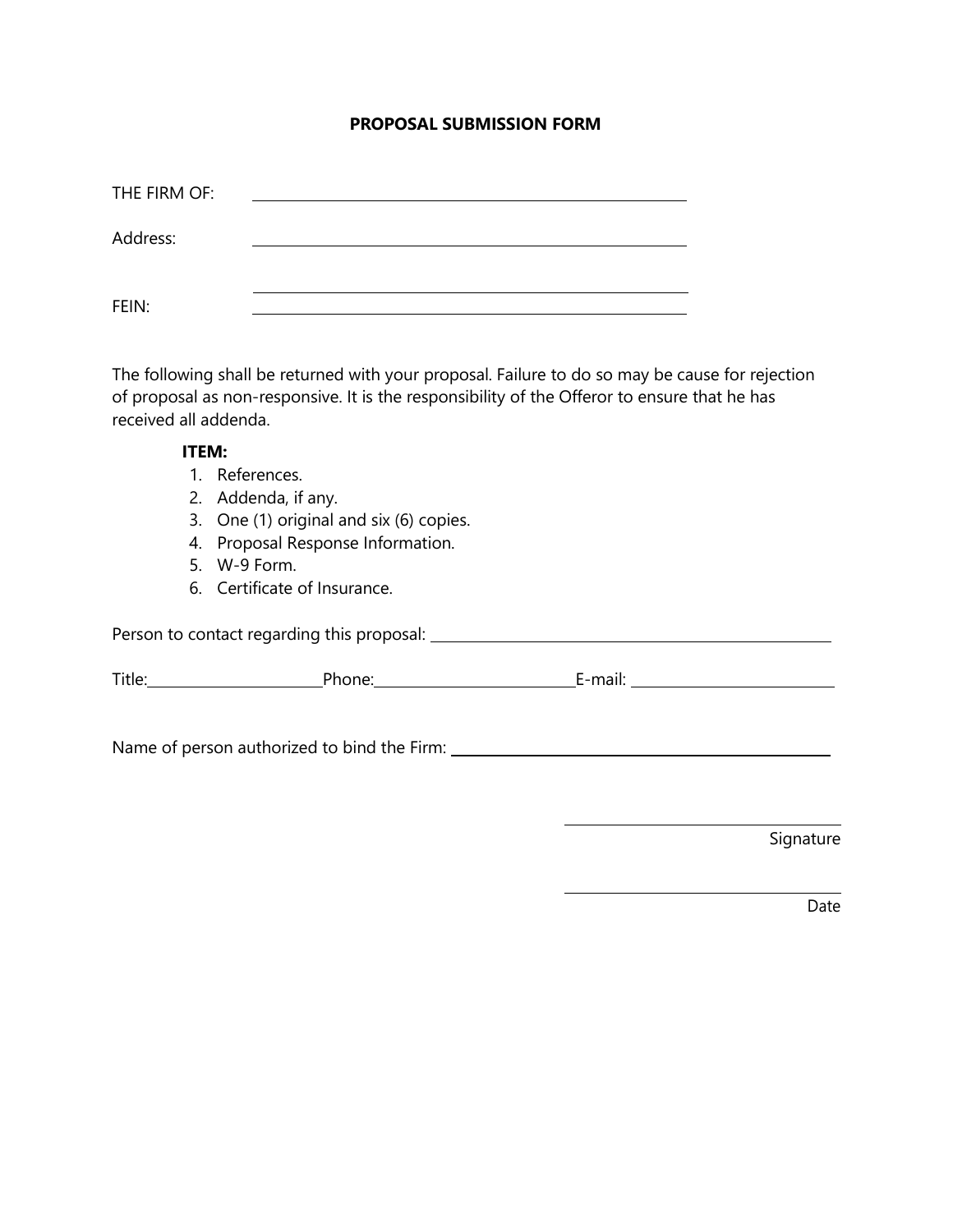# PROPOSAL SUBMISSION FORM

THE FIRM OF: ______________________________

Address: ______________________________

______________________________

FEIN: ______________________________

The following shall be returned with your proposal. Failure to do so may be cause for rejection of proposal as non-responsive. It is the responsibility of the Offeror to ensure that he has received all addenda.

**ITEM:**

1. References.
2. Addenda, if any.
3. One (1) original and six (6) copies.
4. Proposal Response Information.
5. W-9 Form.
6. Certificate of Insurance.

Person to contact regarding this proposal: ______________________________

Title: ____________ Phone: ____________ E-mail: ____________

Name of person authorized to bind the Firm: ______________________________

______________________________
Signature

______________________________
Date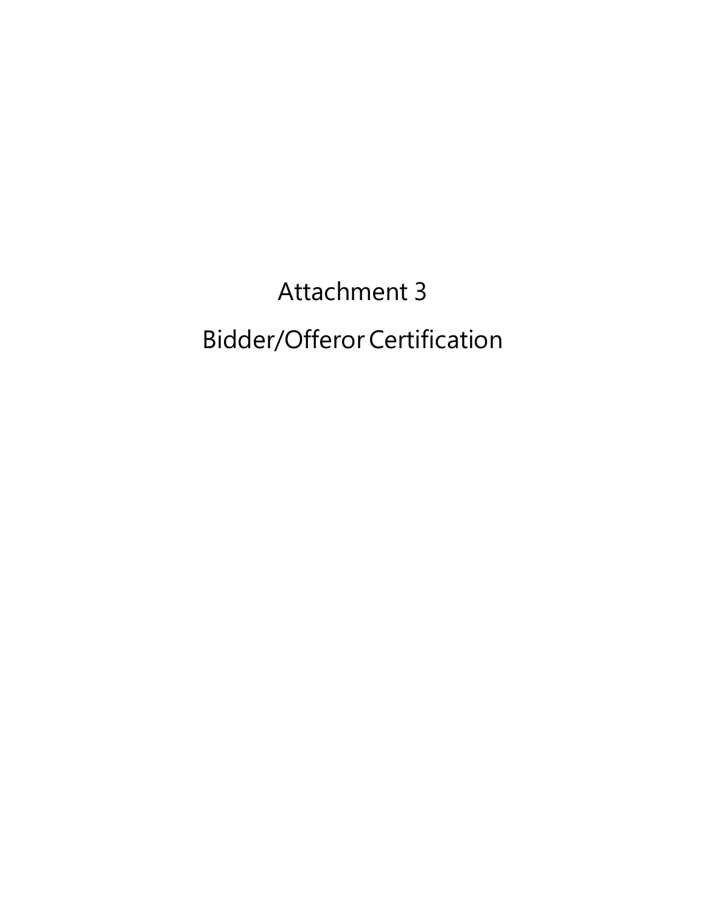# Attachment 3

# Bidder/Offeror Certification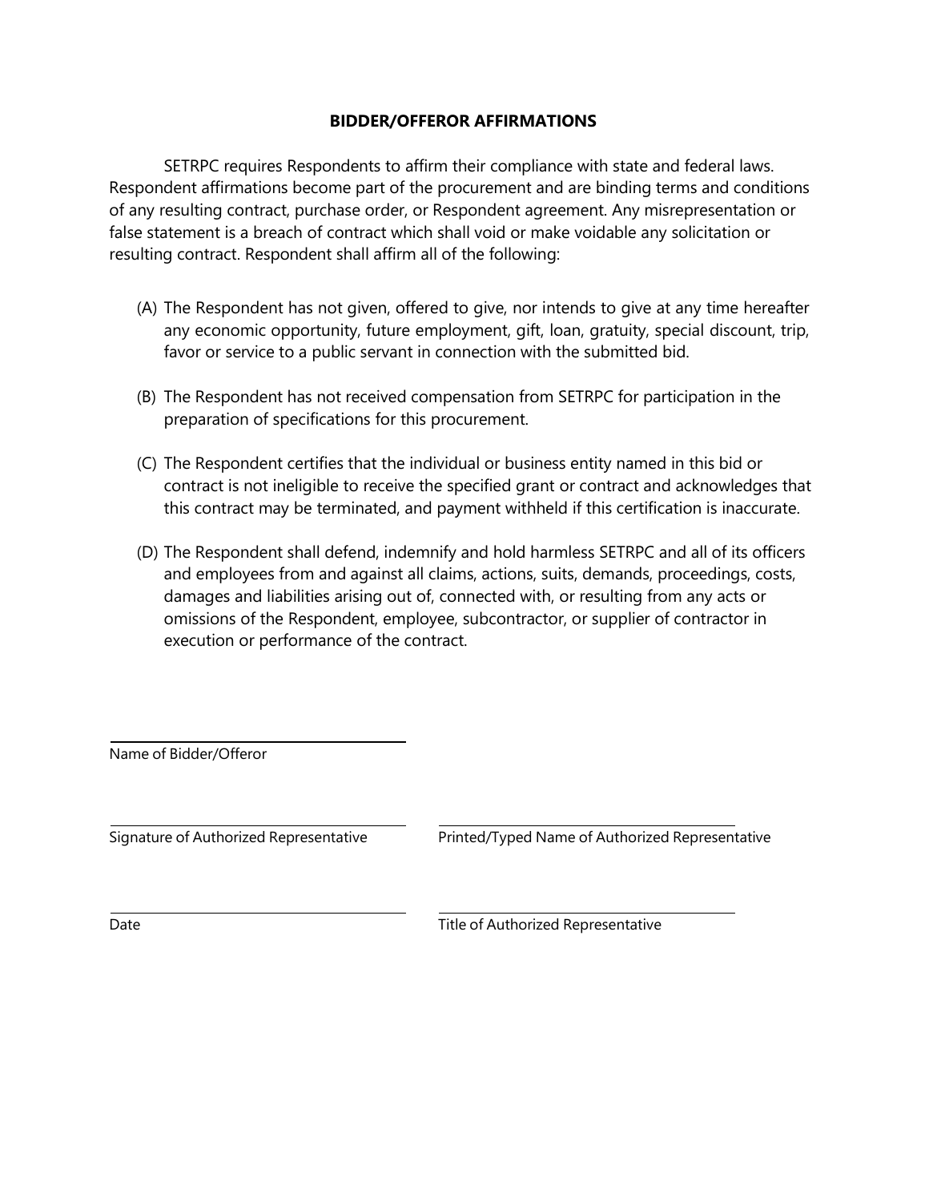## BIDDER/OFFEROR AFFIRMATIONS

SETRPC requires Respondents to affirm their compliance with state and federal laws. Respondent affirmations become part of the procurement and are binding terms and conditions of any resulting contract, purchase order, or Respondent agreement. Any misrepresentation or false statement is a breach of contract which shall void or make voidable any solicitation or resulting contract. Respondent shall affirm all of the following:

(A) The Respondent has not given, offered to give, nor intends to give at any time hereafter any economic opportunity, future employment, gift, loan, gratuity, special discount, trip, favor or service to a public servant in connection with the submitted bid.

(B) The Respondent has not received compensation from SETRPC for participation in the preparation of specifications for this procurement.

(C) The Respondent certifies that the individual or business entity named in this bid or contract is not ineligible to receive the specified grant or contract and acknowledges that this contract may be terminated, and payment withheld if this certification is inaccurate.

(D) The Respondent shall defend, indemnify and hold harmless SETRPC and all of its officers and employees from and against all claims, actions, suits, demands, proceedings, costs, damages and liabilities arising out of, connected with, or resulting from any acts or omissions of the Respondent, employee, subcontractor, or supplier of contractor in execution or performance of the contract.

\_\_\_\_\_\_\_\_\_\_\_\_\_\_\_\_\_\_\_\_\_\_\_\_\_\_\_\_\_\_\_\_\_\_\_\_
Name of Bidder/Offeror

\_\_\_\_\_\_\_\_\_\_\_\_\_\_\_\_\_\_\_\_\_\_\_\_\_\_\_\_\_\_\_\_\_\_\_\_ \_\_\_\_\_\_\_\_\_\_\_\_\_\_\_\_\_\_\_\_\_\_\_\_\_\_\_\_\_\_\_\_\_\_\_\_
Signature of Authorized Representative Printed/Typed Name of Authorized Representative

\_\_\_\_\_\_\_\_\_\_\_\_\_\_\_\_\_\_\_\_\_\_\_\_\_\_\_\_\_\_\_\_\_\_\_\_ \_\_\_\_\_\_\_\_\_\_\_\_\_\_\_\_\_\_\_\_\_\_\_\_\_\_\_\_\_\_\_\_\_\_\_\_
Date Title of Authorized Representative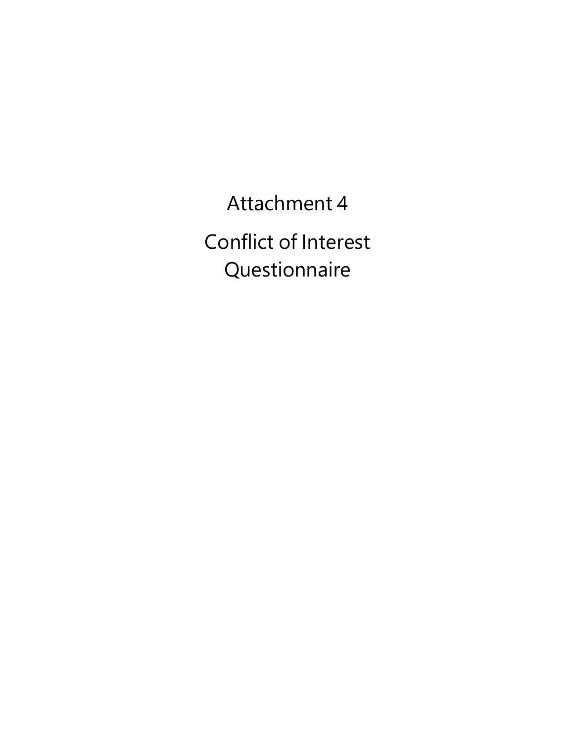# Attachment 4

# Conflict of Interest Questionnaire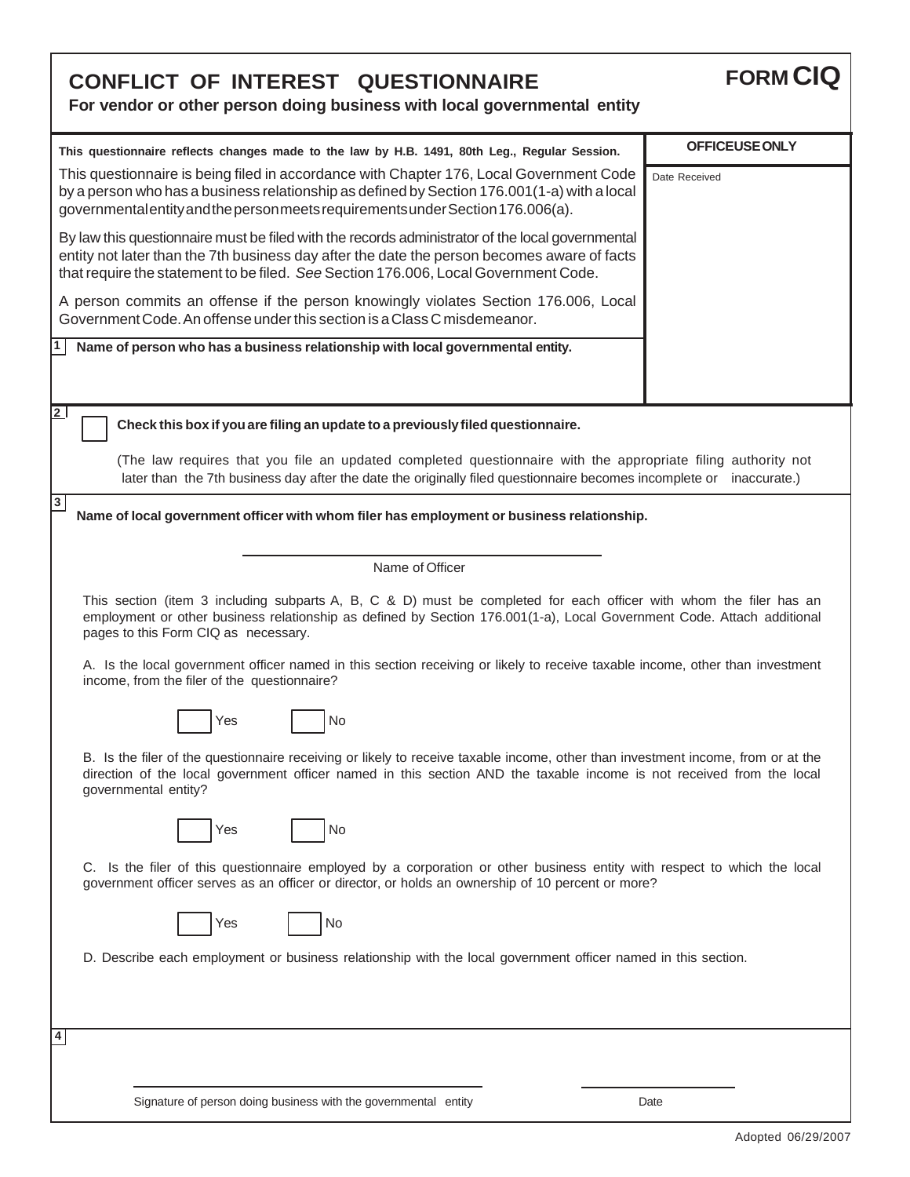# CONFLICT OF INTEREST QUESTIONNAIRE

**FORM CIQ**

**For vendor or other person doing business with local governmental entity**

**This questionnaire reflects changes made to the law by H.B. 1491, 80th Leg., Regular Session.**

**OFFICE USE ONLY**

Date Received

This questionnaire is being filed in accordance with Chapter 176, Local Government Code by a person who has a business relationship as defined by Section 176.001(1-a) with a local governmental entity and the person meets requirements under Section 176.006(a).

By law this questionnaire must be filed with the records administrator of the local governmental entity not later than the 7th business day after the date the person becomes aware of facts that require the statement to be filed. *See* Section 176.006, Local Government Code.

A person commits an offense if the person knowingly violates Section 176.006, Local Government Code. An offense under this section is a Class C misdemeanor.

**1** **Name of person who has a business relationship with local governmental entity.**

**2** ☐ **Check this box if you are filing an update to a previously filed questionnaire.**

(The law requires that you file an updated completed questionnaire with the appropriate filing authority not later than the 7th business day after the date the originally filed questionnaire becomes incomplete or inaccurate.)

**3** **Name of local government officer with whom filer has employment or business relationship.**

______________________________

Name of Officer

This section (item 3 including subparts A, B, C & D) must be completed for each officer with whom the filer has an employment or other business relationship as defined by Section 176.001(1-a), Local Government Code. Attach additional pages to this Form CIQ as necessary.

A. Is the local government officer named in this section receiving or likely to receive taxable income, other than investment income, from the filer of the questionnaire?

☐ Yes ☐ No

B. Is the filer of the questionnaire receiving or likely to receive taxable income, other than investment income, from or at the direction of the local government officer named in this section AND the taxable income is not received from the local governmental entity?

☐ Yes ☐ No

C. Is the filer of this questionnaire employed by a corporation or other business entity with respect to which the local government officer serves as an officer or director, or holds an ownership of 10 percent or more?

☐ Yes ☐ No

D. Describe each employment or business relationship with the local government officer named in this section.

**4**

______________________________ ______________

Signature of person doing business with the governmental entity Date

Adopted 06/29/2007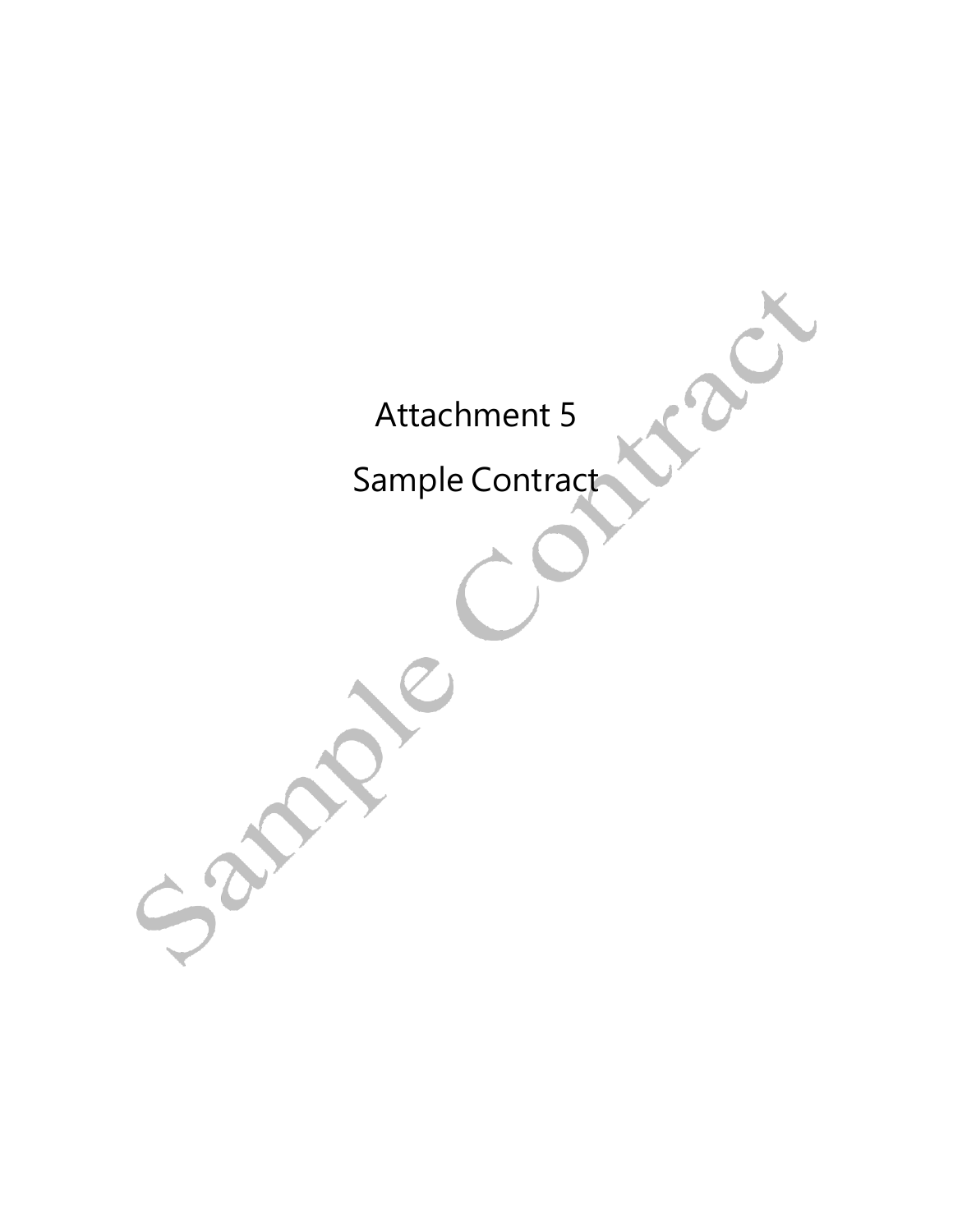# Attachment 5

# Sample Contract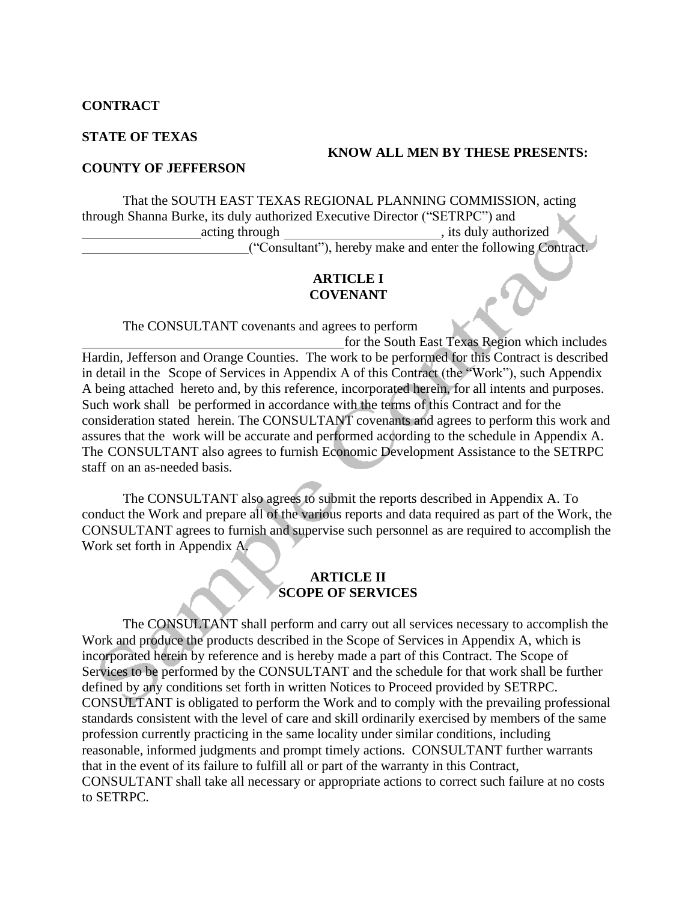**CONTRACT**

**STATE OF TEXAS**

**KNOW ALL MEN BY THESE PRESENTS:**

**COUNTY OF JEFFERSON**

That the SOUTH EAST TEXAS REGIONAL PLANNING COMMISSION, acting through Shanna Burke, its duly authorized Executive Director ("SETRPC") and \_\_\_\_\_\_\_\_\_\_\_\_\_\_\_\_\_\_ acting through \_\_\_\_\_\_\_\_\_\_\_\_\_\_\_\_\_\_\_\_\_\_\_\_, its duly authorized \_\_\_\_\_\_\_\_\_\_\_\_\_\_\_\_\_\_\_\_\_\_\_\_\_ ("Consultant"), hereby make and enter the following Contract.

**ARTICLE I**
**COVENANT**

The CONSULTANT covenants and agrees to perform \_\_\_\_\_\_\_\_\_\_\_\_\_\_\_\_\_\_\_\_\_\_\_\_\_\_\_\_\_\_\_\_\_\_\_\_\_\_\_\_ for the South East Texas Region which includes Hardin, Jefferson and Orange Counties. The work to be performed for this Contract is described in detail in the Scope of Services in Appendix A of this Contract (the "Work"), such Appendix A being attached hereto and, by this reference, incorporated herein, for all intents and purposes. Such work shall be performed in accordance with the terms of this Contract and for the consideration stated herein. The CONSULTANT covenants and agrees to perform this work and assures that the work will be accurate and performed according to the schedule in Appendix A. The CONSULTANT also agrees to furnish Economic Development Assistance to the SETRPC staff on an as-needed basis.

The CONSULTANT also agrees to submit the reports described in Appendix A. To conduct the Work and prepare all of the various reports and data required as part of the Work, the CONSULTANT agrees to furnish and supervise such personnel as are required to accomplish the Work set forth in Appendix A.

**ARTICLE II**
**SCOPE OF SERVICES**

The CONSULTANT shall perform and carry out all services necessary to accomplish the Work and produce the products described in the Scope of Services in Appendix A, which is incorporated herein by reference and is hereby made a part of this Contract. The Scope of Services to be performed by the CONSULTANT and the schedule for that work shall be further defined by any conditions set forth in written Notices to Proceed provided by SETRPC. CONSULTANT is obligated to perform the Work and to comply with the prevailing professional standards consistent with the level of care and skill ordinarily exercised by members of the same profession currently practicing in the same locality under similar conditions, including reasonable, informed judgments and prompt timely actions. CONSULTANT further warrants that in the event of its failure to fulfill all or part of the warranty in this Contract, CONSULTANT shall take all necessary or appropriate actions to correct such failure at no costs to SETRPC.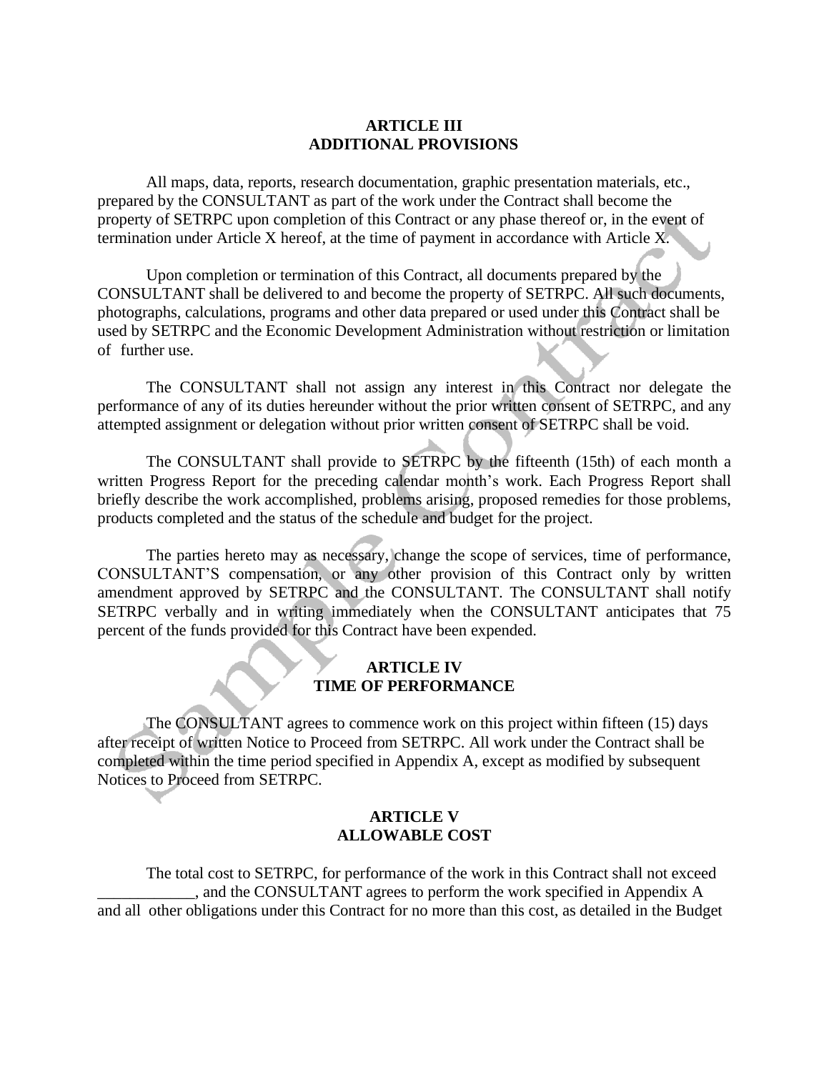## ARTICLE III
## ADDITIONAL PROVISIONS

All maps, data, reports, research documentation, graphic presentation materials, etc., prepared by the CONSULTANT as part of the work under the Contract shall become the property of SETRPC upon completion of this Contract or any phase thereof or, in the event of termination under Article X hereof, at the time of payment in accordance with Article X.

Upon completion or termination of this Contract, all documents prepared by the CONSULTANT shall be delivered to and become the property of SETRPC. All such documents, photographs, calculations, programs and other data prepared or used under this Contract shall be used by SETRPC and the Economic Development Administration without restriction or limitation of further use.

The CONSULTANT shall not assign any interest in this Contract nor delegate the performance of any of its duties hereunder without the prior written consent of SETRPC, and any attempted assignment or delegation without prior written consent of SETRPC shall be void.

The CONSULTANT shall provide to SETRPC by the fifteenth (15th) of each month a written Progress Report for the preceding calendar month's work. Each Progress Report shall briefly describe the work accomplished, problems arising, proposed remedies for those problems, products completed and the status of the schedule and budget for the project.

The parties hereto may as necessary, change the scope of services, time of performance, CONSULTANT'S compensation, or any other provision of this Contract only by written amendment approved by SETRPC and the CONSULTANT. The CONSULTANT shall notify SETRPC verbally and in writing immediately when the CONSULTANT anticipates that 75 percent of the funds provided for this Contract have been expended.

## ARTICLE IV
## TIME OF PERFORMANCE

The CONSULTANT agrees to commence work on this project within fifteen (15) days after receipt of written Notice to Proceed from SETRPC. All work under the Contract shall be completed within the time period specified in Appendix A, except as modified by subsequent Notices to Proceed from SETRPC.

## ARTICLE V
## ALLOWABLE COST

The total cost to SETRPC, for performance of the work in this Contract shall not exceed ____________, and the CONSULTANT agrees to perform the work specified in Appendix A and all other obligations under this Contract for no more than this cost, as detailed in the Budget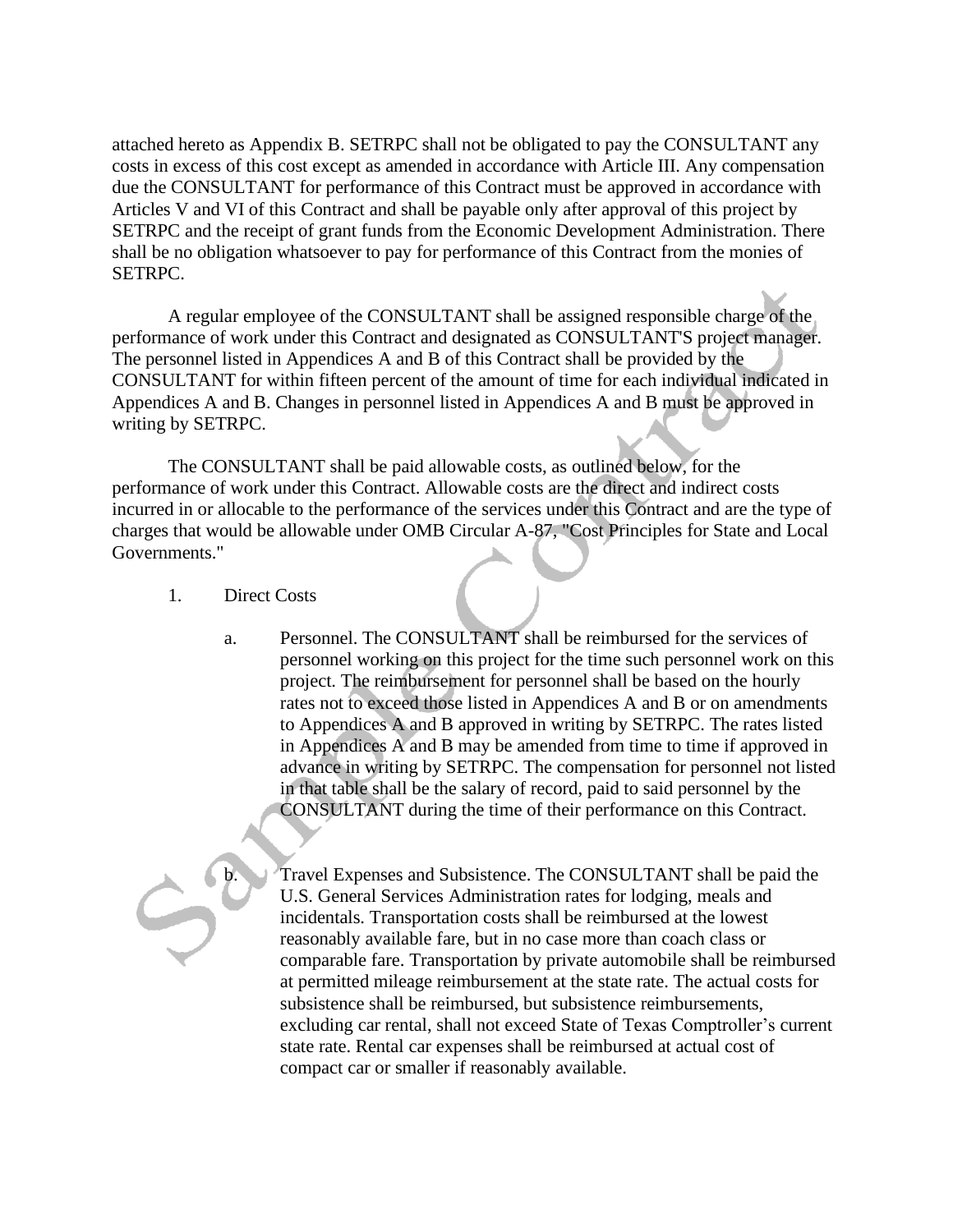attached hereto as Appendix B. SETRPC shall not be obligated to pay the CONSULTANT any costs in excess of this cost except as amended in accordance with Article III. Any compensation due the CONSULTANT for performance of this Contract must be approved in accordance with Articles V and VI of this Contract and shall be payable only after approval of this project by SETRPC and the receipt of grant funds from the Economic Development Administration. There shall be no obligation whatsoever to pay for performance of this Contract from the monies of SETRPC.

A regular employee of the CONSULTANT shall be assigned responsible charge of the performance of work under this Contract and designated as CONSULTANT'S project manager. The personnel listed in Appendices A and B of this Contract shall be provided by the CONSULTANT for within fifteen percent of the amount of time for each individual indicated in Appendices A and B. Changes in personnel listed in Appendices A and B must be approved in writing by SETRPC.

The CONSULTANT shall be paid allowable costs, as outlined below, for the performance of work under this Contract. Allowable costs are the direct and indirect costs incurred in or allocable to the performance of the services under this Contract and are the type of charges that would be allowable under OMB Circular A-87, "Cost Principles for State and Local Governments."

1. Direct Costs

   a. Personnel. The CONSULTANT shall be reimbursed for the services of personnel working on this project for the time such personnel work on this project. The reimbursement for personnel shall be based on the hourly rates not to exceed those listed in Appendices A and B or on amendments to Appendices A and B approved in writing by SETRPC. The rates listed in Appendices A and B may be amended from time to time if approved in advance in writing by SETRPC. The compensation for personnel not listed in that table shall be the salary of record, paid to said personnel by the CONSULTANT during the time of their performance on this Contract.

   b. Travel Expenses and Subsistence. The CONSULTANT shall be paid the U.S. General Services Administration rates for lodging, meals and incidentals. Transportation costs shall be reimbursed at the lowest reasonably available fare, but in no case more than coach class or comparable fare. Transportation by private automobile shall be reimbursed at permitted mileage reimbursement at the state rate. The actual costs for subsistence shall be reimbursed, but subsistence reimbursements, excluding car rental, shall not exceed State of Texas Comptroller's current state rate. Rental car expenses shall be reimbursed at actual cost of compact car or smaller if reasonably available.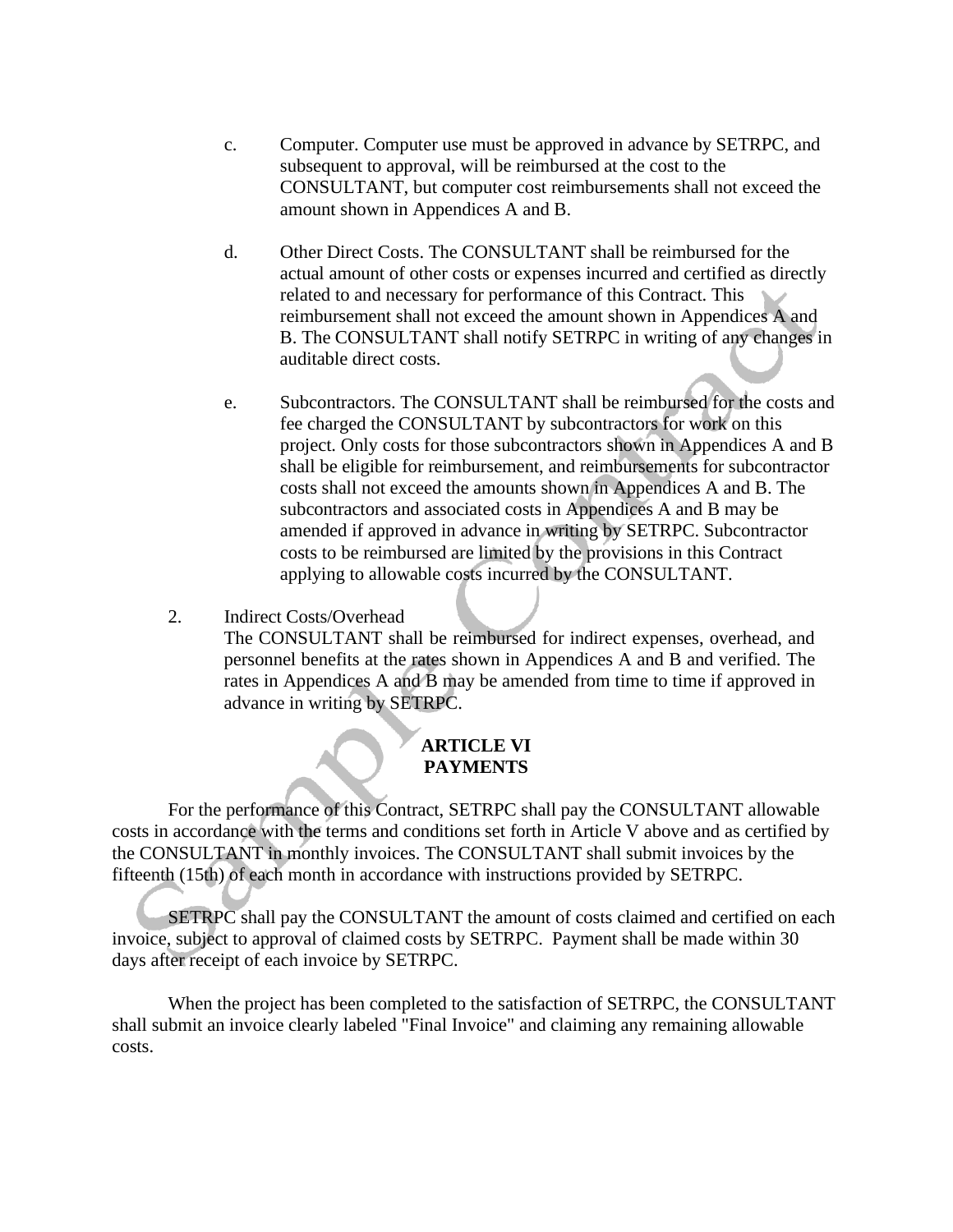c. Computer. Computer use must be approved in advance by SETRPC, and subsequent to approval, will be reimbursed at the cost to the CONSULTANT, but computer cost reimbursements shall not exceed the amount shown in Appendices A and B.

d. Other Direct Costs. The CONSULTANT shall be reimbursed for the actual amount of other costs or expenses incurred and certified as directly related to and necessary for performance of this Contract. This reimbursement shall not exceed the amount shown in Appendices A and B. The CONSULTANT shall notify SETRPC in writing of any changes in auditable direct costs.

e. Subcontractors. The CONSULTANT shall be reimbursed for the costs and fee charged the CONSULTANT by subcontractors for work on this project. Only costs for those subcontractors shown in Appendices A and B shall be eligible for reimbursement, and reimbursements for subcontractor costs shall not exceed the amounts shown in Appendices A and B. The subcontractors and associated costs in Appendices A and B may be amended if approved in advance in writing by SETRPC. Subcontractor costs to be reimbursed are limited by the provisions in this Contract applying to allowable costs incurred by the CONSULTANT.

2. Indirect Costs/Overhead

   The CONSULTANT shall be reimbursed for indirect expenses, overhead, and personnel benefits at the rates shown in Appendices A and B and verified. The rates in Appendices A and B may be amended from time to time if approved in advance in writing by SETRPC.

## ARTICLE VI
## PAYMENTS

For the performance of this Contract, SETRPC shall pay the CONSULTANT allowable costs in accordance with the terms and conditions set forth in Article V above and as certified by the CONSULTANT in monthly invoices. The CONSULTANT shall submit invoices by the fifteenth (15th) of each month in accordance with instructions provided by SETRPC.

SETRPC shall pay the CONSULTANT the amount of costs claimed and certified on each invoice, subject to approval of claimed costs by SETRPC. Payment shall be made within 30 days after receipt of each invoice by SETRPC.

When the project has been completed to the satisfaction of SETRPC, the CONSULTANT shall submit an invoice clearly labeled "Final Invoice" and claiming any remaining allowable costs.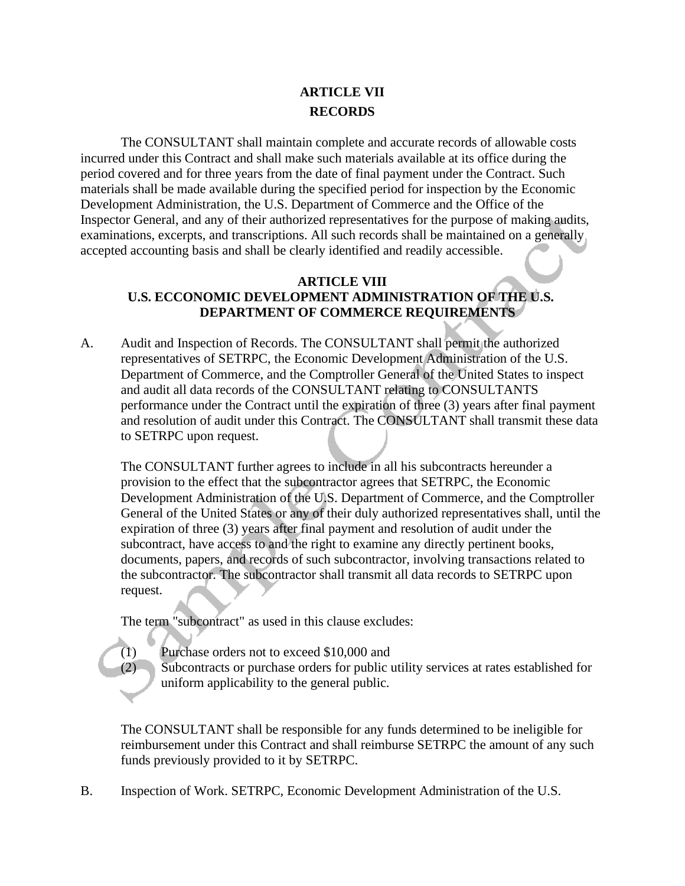## ARTICLE VII
## RECORDS

The CONSULTANT shall maintain complete and accurate records of allowable costs incurred under this Contract and shall make such materials available at its office during the period covered and for three years from the date of final payment under the Contract. Such materials shall be made available during the specified period for inspection by the Economic Development Administration, the U.S. Department of Commerce and the Office of the Inspector General, and any of their authorized representatives for the purpose of making audits, examinations, excerpts, and transcriptions. All such records shall be maintained on a generally accepted accounting basis and shall be clearly identified and readily accessible.

## ARTICLE VIII
## U.S. ECCONOMIC DEVELOPMENT ADMINISTRATION OF THE U.S. DEPARTMENT OF COMMERCE REQUIREMENTS

A. Audit and Inspection of Records. The CONSULTANT shall permit the authorized representatives of SETRPC, the Economic Development Administration of the U.S. Department of Commerce, and the Comptroller General of the United States to inspect and audit all data records of the CONSULTANT relating to CONSULTANTS performance under the Contract until the expiration of three (3) years after final payment and resolution of audit under this Contract. The CONSULTANT shall transmit these data to SETRPC upon request.

   The CONSULTANT further agrees to include in all his subcontracts hereunder a provision to the effect that the subcontractor agrees that SETRPC, the Economic Development Administration of the U.S. Department of Commerce, and the Comptroller General of the United States or any of their duly authorized representatives shall, until the expiration of three (3) years after final payment and resolution of audit under the subcontract, have access to and the right to examine any directly pertinent books, documents, papers, and records of such subcontractor, involving transactions related to the subcontractor. The subcontractor shall transmit all data records to SETRPC upon request.

   The term "subcontract" as used in this clause excludes:

   (1) Purchase orders not to exceed $10,000 and
   (2) Subcontracts or purchase orders for public utility services at rates established for uniform applicability to the general public.

   The CONSULTANT shall be responsible for any funds determined to be ineligible for reimbursement under this Contract and shall reimburse SETRPC the amount of any such funds previously provided to it by SETRPC.

B. Inspection of Work. SETRPC, Economic Development Administration of the U.S.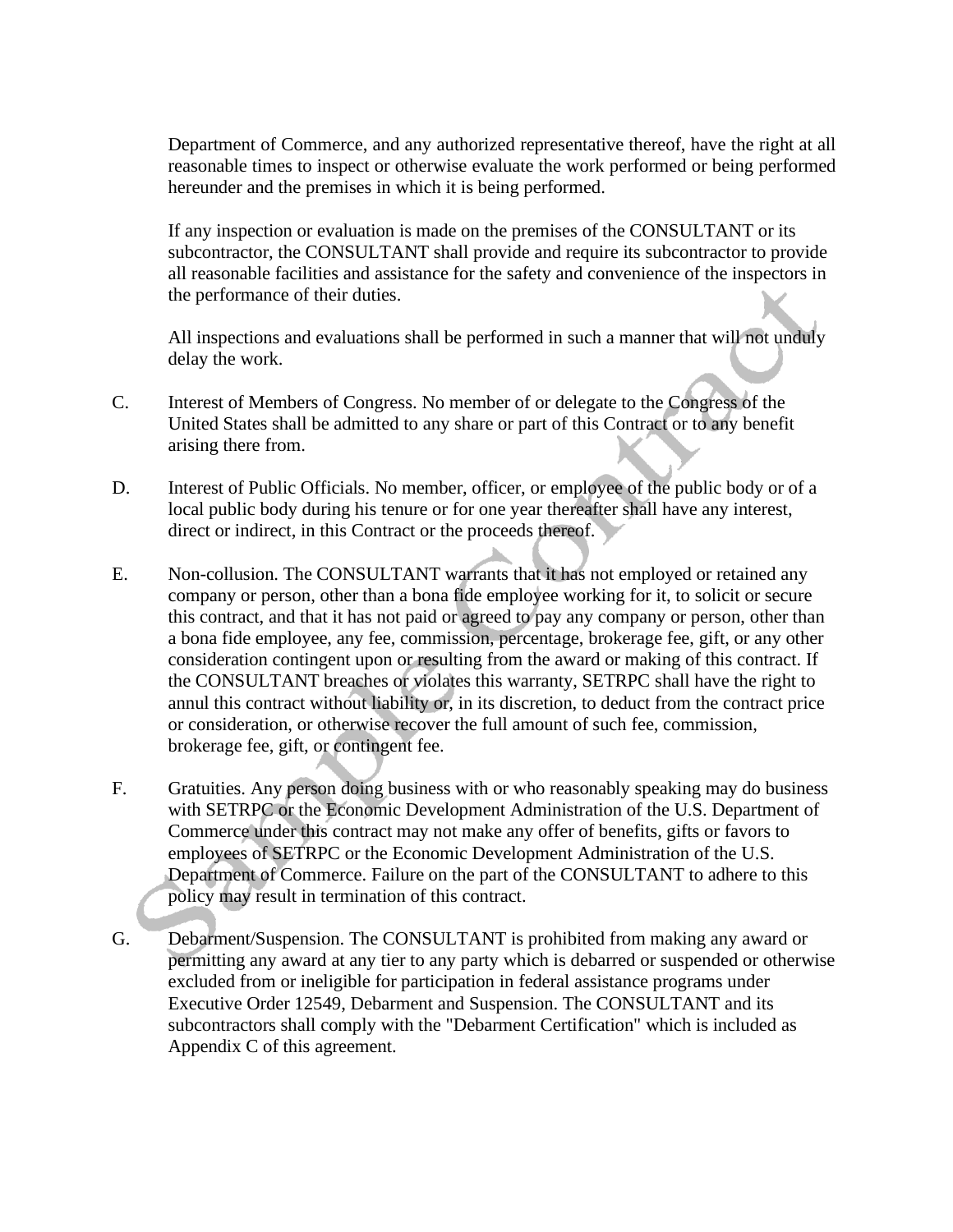Department of Commerce, and any authorized representative thereof, have the right at all reasonable times to inspect or otherwise evaluate the work performed or being performed hereunder and the premises in which it is being performed.

If any inspection or evaluation is made on the premises of the CONSULTANT or its subcontractor, the CONSULTANT shall provide and require its subcontractor to provide all reasonable facilities and assistance for the safety and convenience of the inspectors in the performance of their duties.

All inspections and evaluations shall be performed in such a manner that will not unduly delay the work.

C. Interest of Members of Congress. No member of or delegate to the Congress of the United States shall be admitted to any share or part of this Contract or to any benefit arising there from.

D. Interest of Public Officials. No member, officer, or employee of the public body or of a local public body during his tenure or for one year thereafter shall have any interest, direct or indirect, in this Contract or the proceeds thereof.

E. Non-collusion. The CONSULTANT warrants that it has not employed or retained any company or person, other than a bona fide employee working for it, to solicit or secure this contract, and that it has not paid or agreed to pay any company or person, other than a bona fide employee, any fee, commission, percentage, brokerage fee, gift, or any other consideration contingent upon or resulting from the award or making of this contract. If the CONSULTANT breaches or violates this warranty, SETRPC shall have the right to annul this contract without liability or, in its discretion, to deduct from the contract price or consideration, or otherwise recover the full amount of such fee, commission, brokerage fee, gift, or contingent fee.

F. Gratuities. Any person doing business with or who reasonably speaking may do business with SETRPC or the Economic Development Administration of the U.S. Department of Commerce under this contract may not make any offer of benefits, gifts or favors to employees of SETRPC or the Economic Development Administration of the U.S. Department of Commerce. Failure on the part of the CONSULTANT to adhere to this policy may result in termination of this contract.

G. Debarment/Suspension. The CONSULTANT is prohibited from making any award or permitting any award at any tier to any party which is debarred or suspended or otherwise excluded from or ineligible for participation in federal assistance programs under Executive Order 12549, Debarment and Suspension. The CONSULTANT and its subcontractors shall comply with the "Debarment Certification" which is included as Appendix C of this agreement.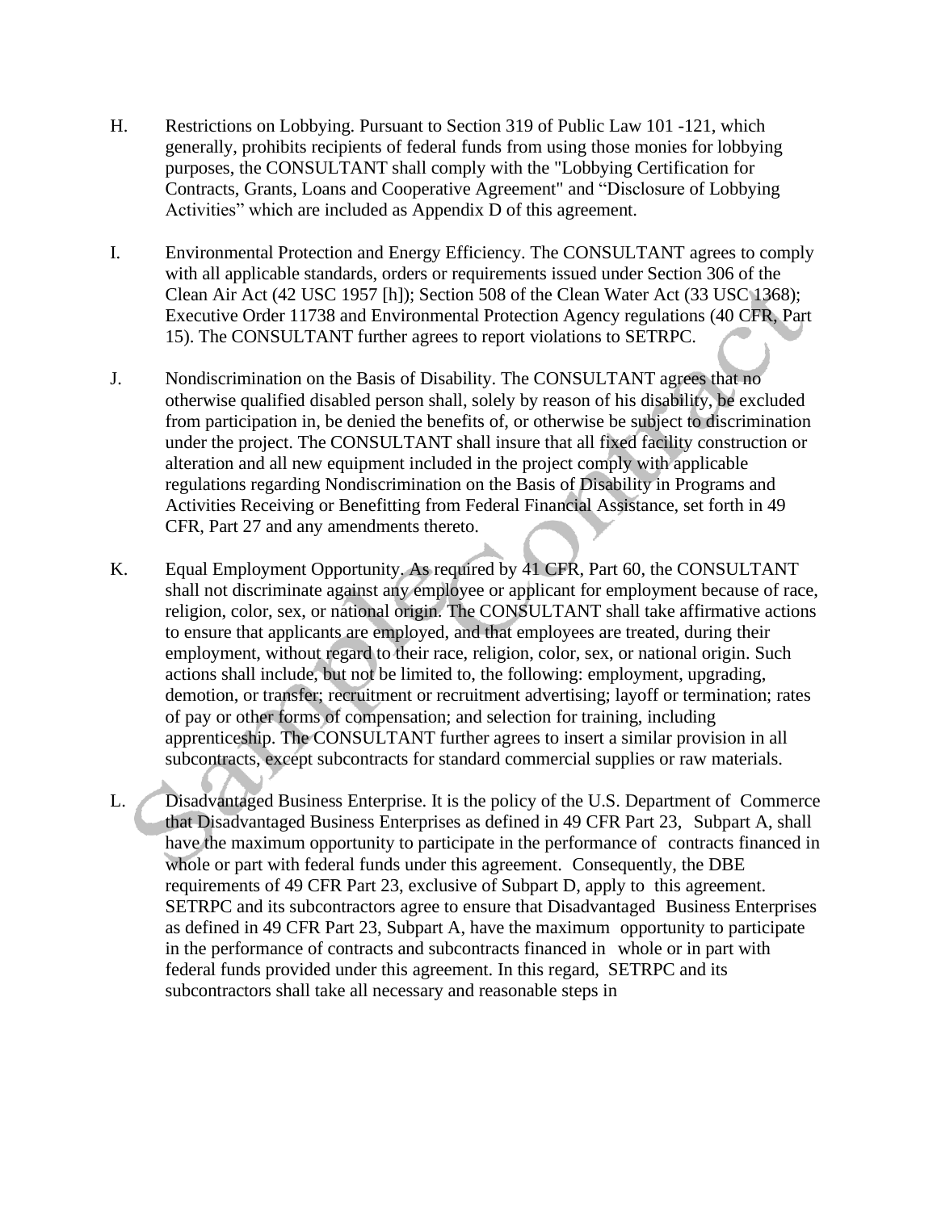H. Restrictions on Lobbying. Pursuant to Section 319 of Public Law 101 -121, which generally, prohibits recipients of federal funds from using those monies for lobbying purposes, the CONSULTANT shall comply with the "Lobbying Certification for Contracts, Grants, Loans and Cooperative Agreement" and "Disclosure of Lobbying Activities" which are included as Appendix D of this agreement.

I. Environmental Protection and Energy Efficiency. The CONSULTANT agrees to comply with all applicable standards, orders or requirements issued under Section 306 of the Clean Air Act (42 USC 1957 [h]); Section 508 of the Clean Water Act (33 USC 1368); Executive Order 11738 and Environmental Protection Agency regulations (40 CFR, Part 15). The CONSULTANT further agrees to report violations to SETRPC.

J. Nondiscrimination on the Basis of Disability. The CONSULTANT agrees that no otherwise qualified disabled person shall, solely by reason of his disability, be excluded from participation in, be denied the benefits of, or otherwise be subject to discrimination under the project. The CONSULTANT shall insure that all fixed facility construction or alteration and all new equipment included in the project comply with applicable regulations regarding Nondiscrimination on the Basis of Disability in Programs and Activities Receiving or Benefitting from Federal Financial Assistance, set forth in 49 CFR, Part 27 and any amendments thereto.

K. Equal Employment Opportunity. As required by 41 CFR, Part 60, the CONSULTANT shall not discriminate against any employee or applicant for employment because of race, religion, color, sex, or national origin. The CONSULTANT shall take affirmative actions to ensure that applicants are employed, and that employees are treated, during their employment, without regard to their race, religion, color, sex, or national origin. Such actions shall include, but not be limited to, the following: employment, upgrading, demotion, or transfer; recruitment or recruitment advertising; layoff or termination; rates of pay or other forms of compensation; and selection for training, including apprenticeship. The CONSULTANT further agrees to insert a similar provision in all subcontracts, except subcontracts for standard commercial supplies or raw materials.

L. Disadvantaged Business Enterprise. It is the policy of the U.S. Department of Commerce that Disadvantaged Business Enterprises as defined in 49 CFR Part 23, Subpart A, shall have the maximum opportunity to participate in the performance of contracts financed in whole or part with federal funds under this agreement. Consequently, the DBE requirements of 49 CFR Part 23, exclusive of Subpart D, apply to this agreement. SETRPC and its subcontractors agree to ensure that Disadvantaged Business Enterprises as defined in 49 CFR Part 23, Subpart A, have the maximum opportunity to participate in the performance of contracts and subcontracts financed in whole or in part with federal funds provided under this agreement. In this regard, SETRPC and its subcontractors shall take all necessary and reasonable steps in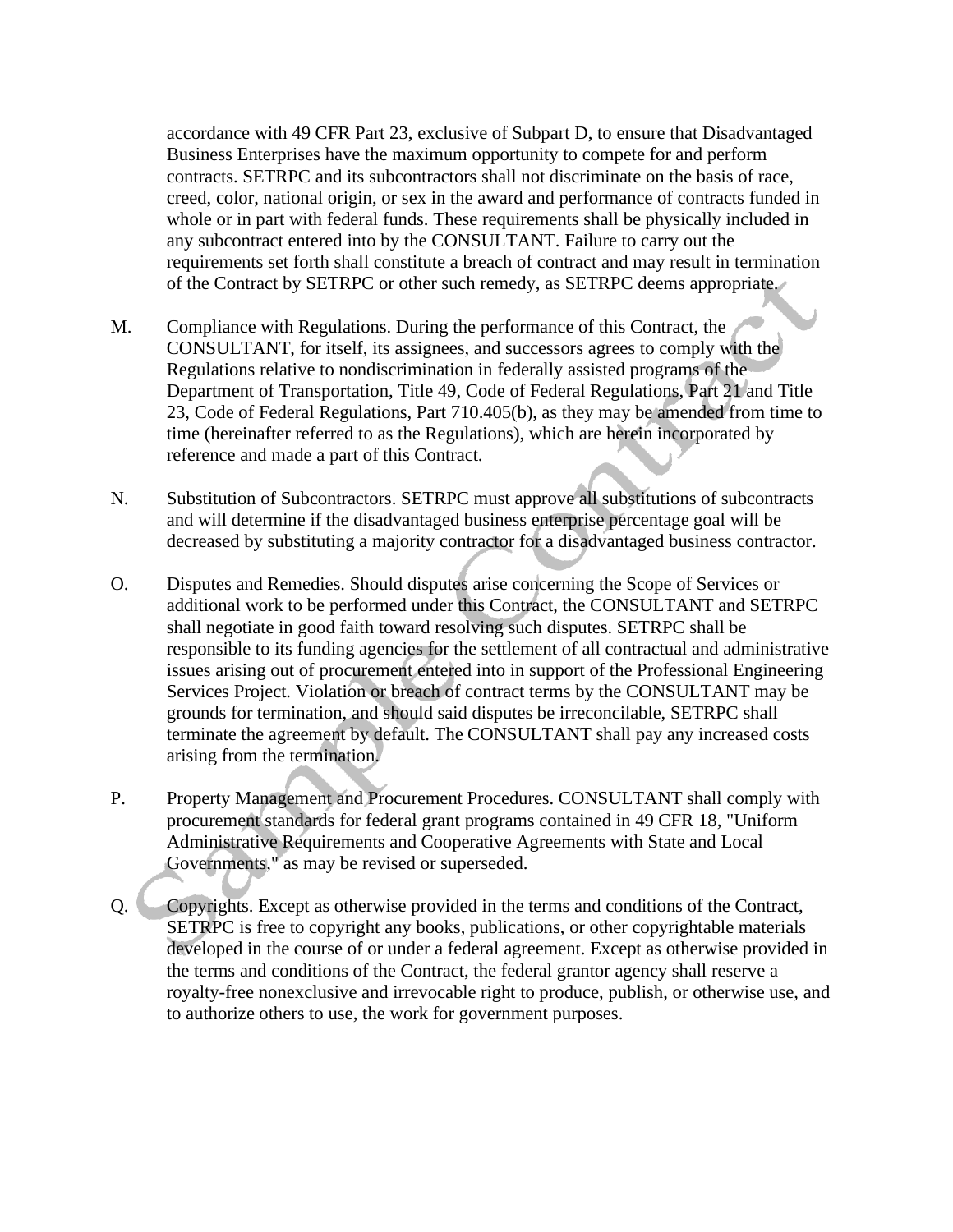accordance with 49 CFR Part 23, exclusive of Subpart D, to ensure that Disadvantaged Business Enterprises have the maximum opportunity to compete for and perform contracts. SETRPC and its subcontractors shall not discriminate on the basis of race, creed, color, national origin, or sex in the award and performance of contracts funded in whole or in part with federal funds. These requirements shall be physically included in any subcontract entered into by the CONSULTANT. Failure to carry out the requirements set forth shall constitute a breach of contract and may result in termination of the Contract by SETRPC or other such remedy, as SETRPC deems appropriate.

M. Compliance with Regulations. During the performance of this Contract, the CONSULTANT, for itself, its assignees, and successors agrees to comply with the Regulations relative to nondiscrimination in federally assisted programs of the Department of Transportation, Title 49, Code of Federal Regulations, Part 21 and Title 23, Code of Federal Regulations, Part 710.405(b), as they may be amended from time to time (hereinafter referred to as the Regulations), which are herein incorporated by reference and made a part of this Contract.

N. Substitution of Subcontractors. SETRPC must approve all substitutions of subcontracts and will determine if the disadvantaged business enterprise percentage goal will be decreased by substituting a majority contractor for a disadvantaged business contractor.

O. Disputes and Remedies. Should disputes arise concerning the Scope of Services or additional work to be performed under this Contract, the CONSULTANT and SETRPC shall negotiate in good faith toward resolving such disputes. SETRPC shall be responsible to its funding agencies for the settlement of all contractual and administrative issues arising out of procurement entered into in support of the Professional Engineering Services Project. Violation or breach of contract terms by the CONSULTANT may be grounds for termination, and should said disputes be irreconcilable, SETRPC shall terminate the agreement by default. The CONSULTANT shall pay any increased costs arising from the termination.

P. Property Management and Procurement Procedures. CONSULTANT shall comply with procurement standards for federal grant programs contained in 49 CFR 18, "Uniform Administrative Requirements and Cooperative Agreements with State and Local Governments," as may be revised or superseded.

Q. Copyrights. Except as otherwise provided in the terms and conditions of the Contract, SETRPC is free to copyright any books, publications, or other copyrightable materials developed in the course of or under a federal agreement. Except as otherwise provided in the terms and conditions of the Contract, the federal grantor agency shall reserve a royalty-free nonexclusive and irrevocable right to produce, publish, or otherwise use, and to authorize others to use, the work for government purposes.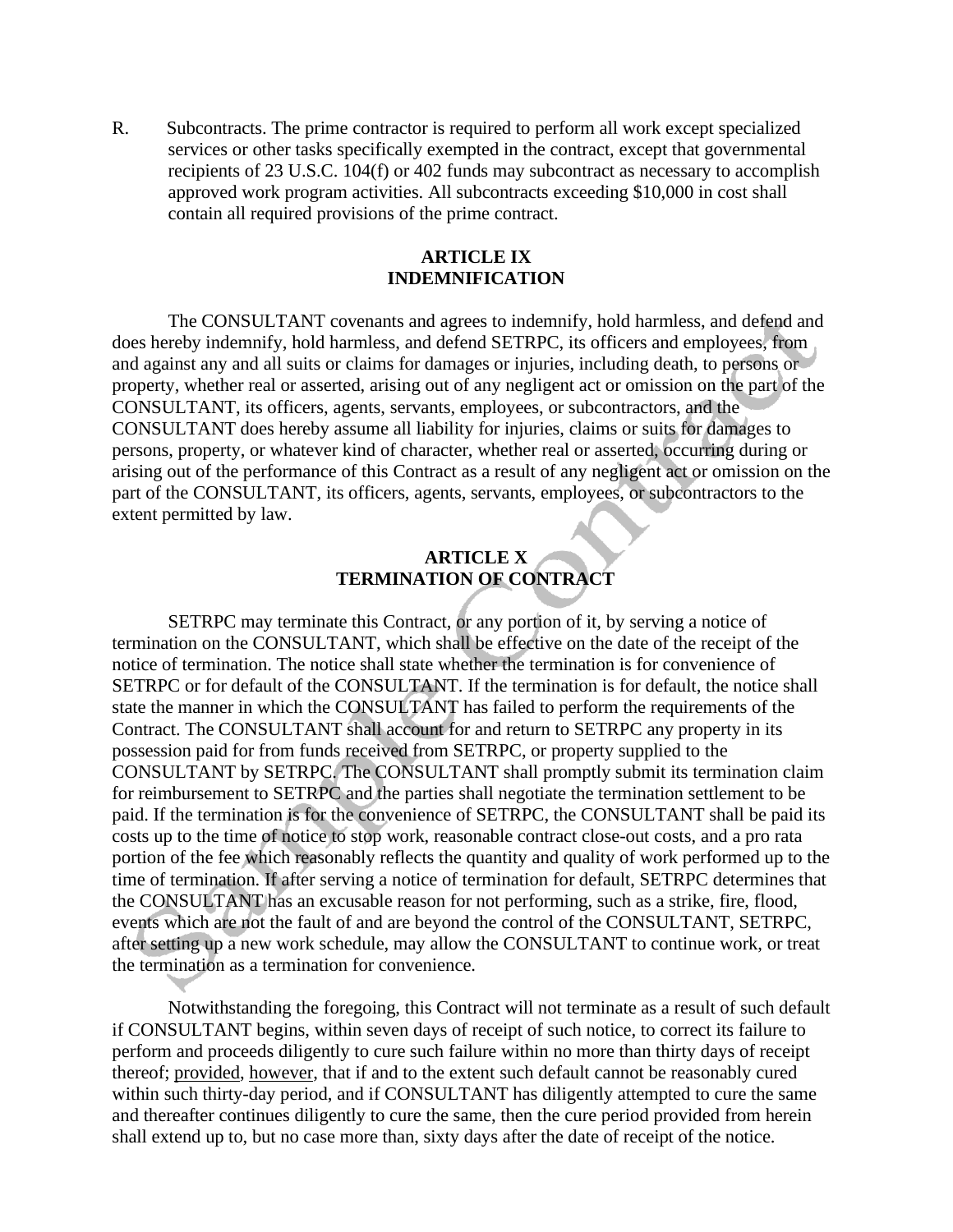R. Subcontracts. The prime contractor is required to perform all work except specialized services or other tasks specifically exempted in the contract, except that governmental recipients of 23 U.S.C. 104(f) or 402 funds may subcontract as necessary to accomplish approved work program activities. All subcontracts exceeding $10,000 in cost shall contain all required provisions of the prime contract.

## ARTICLE IX
## INDEMNIFICATION

The CONSULTANT covenants and agrees to indemnify, hold harmless, and defend and does hereby indemnify, hold harmless, and defend SETRPC, its officers and employees, from and against any and all suits or claims for damages or injuries, including death, to persons or property, whether real or asserted, arising out of any negligent act or omission on the part of the CONSULTANT, its officers, agents, servants, employees, or subcontractors, and the CONSULTANT does hereby assume all liability for injuries, claims or suits for damages to persons, property, or whatever kind of character, whether real or asserted, occurring during or arising out of the performance of this Contract as a result of any negligent act or omission on the part of the CONSULTANT, its officers, agents, servants, employees, or subcontractors to the extent permitted by law.

## ARTICLE X
## TERMINATION OF CONTRACT

SETRPC may terminate this Contract, or any portion of it, by serving a notice of termination on the CONSULTANT, which shall be effective on the date of the receipt of the notice of termination. The notice shall state whether the termination is for convenience of SETRPC or for default of the CONSULTANT. If the termination is for default, the notice shall state the manner in which the CONSULTANT has failed to perform the requirements of the Contract. The CONSULTANT shall account for and return to SETRPC any property in its possession paid for from funds received from SETRPC, or property supplied to the CONSULTANT by SETRPC. The CONSULTANT shall promptly submit its termination claim for reimbursement to SETRPC and the parties shall negotiate the termination settlement to be paid. If the termination is for the convenience of SETRPC, the CONSULTANT shall be paid its costs up to the time of notice to stop work, reasonable contract close-out costs, and a pro rata portion of the fee which reasonably reflects the quantity and quality of work performed up to the time of termination. If after serving a notice of termination for default, SETRPC determines that the CONSULTANT has an excusable reason for not performing, such as a strike, fire, flood, events which are not the fault of and are beyond the control of the CONSULTANT, SETRPC, after setting up a new work schedule, may allow the CONSULTANT to continue work, or treat the termination as a termination for convenience.

Notwithstanding the foregoing, this Contract will not terminate as a result of such default if CONSULTANT begins, within seven days of receipt of such notice, to correct its failure to perform and proceeds diligently to cure such failure within no more than thirty days of receipt thereof; provided, however, that if and to the extent such default cannot be reasonably cured within such thirty-day period, and if CONSULTANT has diligently attempted to cure the same and thereafter continues diligently to cure the same, then the cure period provided from herein shall extend up to, but no case more than, sixty days after the date of receipt of the notice.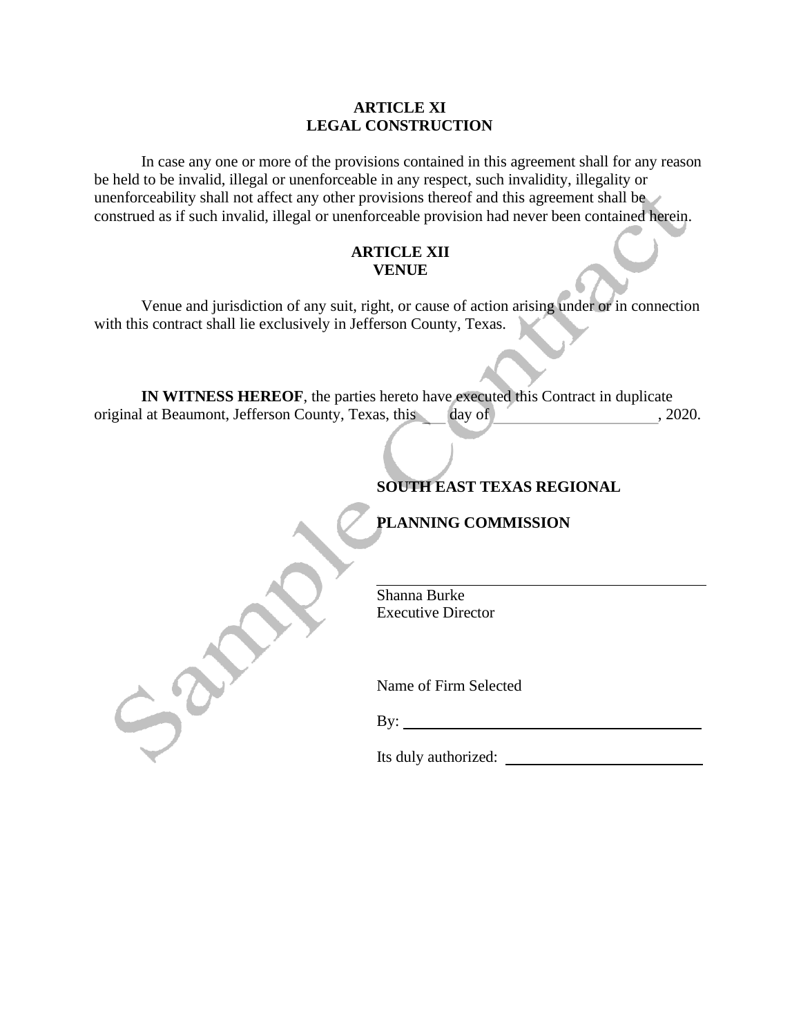**ARTICLE XI**
**LEGAL CONSTRUCTION**

In case any one or more of the provisions contained in this agreement shall for any reason be held to be invalid, illegal or unenforceable in any respect, such invalidity, illegality or unenforceability shall not affect any other provisions thereof and this agreement shall be construed as if such invalid, illegal or unenforceable provision had never been contained herein.

**ARTICLE XII**
**VENUE**

Venue and jurisdiction of any suit, right, or cause of action arising under or in connection with this contract shall lie exclusively in Jefferson County, Texas.

**IN WITNESS HEREOF**, the parties hereto have executed this Contract in duplicate original at Beaumont, Jefferson County, Texas, this \_\_\_\_ day of \_\_\_\_\_\_\_\_\_\_\_\_\_\_\_\_\_\_\_\_\_\_, 2020.

**SOUTH EAST TEXAS REGIONAL**

**PLANNING COMMISSION**

\_\_\_\_\_\_\_\_\_\_\_\_\_\_\_\_\_\_\_\_\_\_\_\_\_\_\_\_\_\_\_\_\_\_\_\_\_\_\_\_
Shanna Burke
Executive Director

Name of Firm Selected

By: \_\_\_\_\_\_\_\_\_\_\_\_\_\_\_\_\_\_\_\_\_\_\_\_\_\_\_\_\_\_\_\_\_\_\_\_

Its duly authorized: \_\_\_\_\_\_\_\_\_\_\_\_\_\_\_\_\_\_\_\_\_\_\_\_\_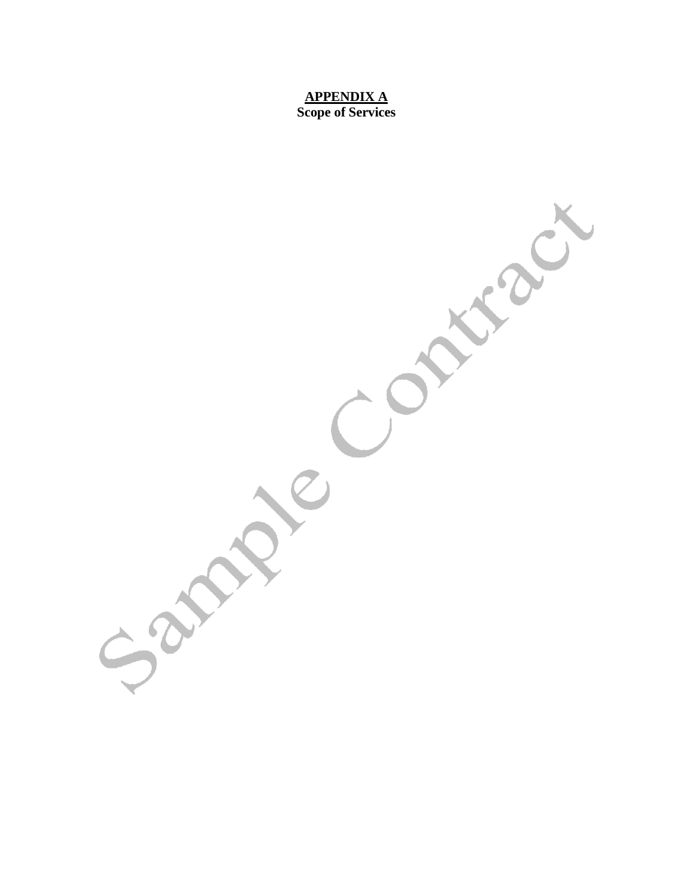**APPENDIX A**
**Scope of Services**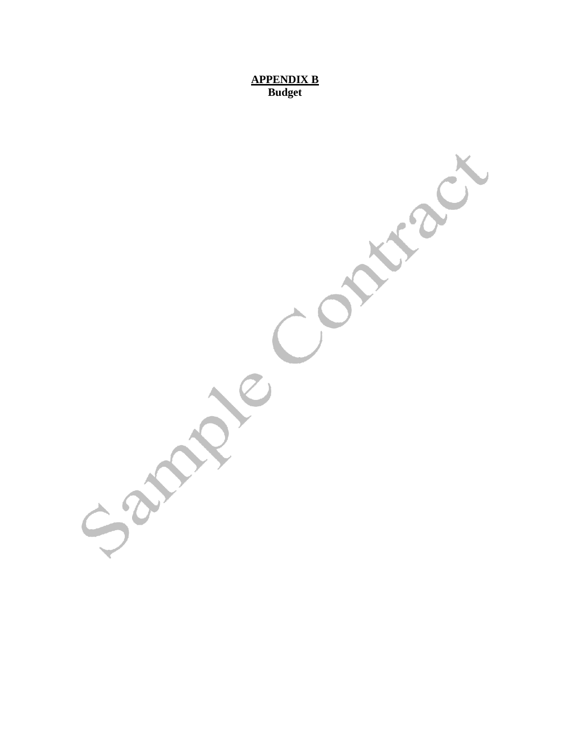**APPENDIX B**
**Budget**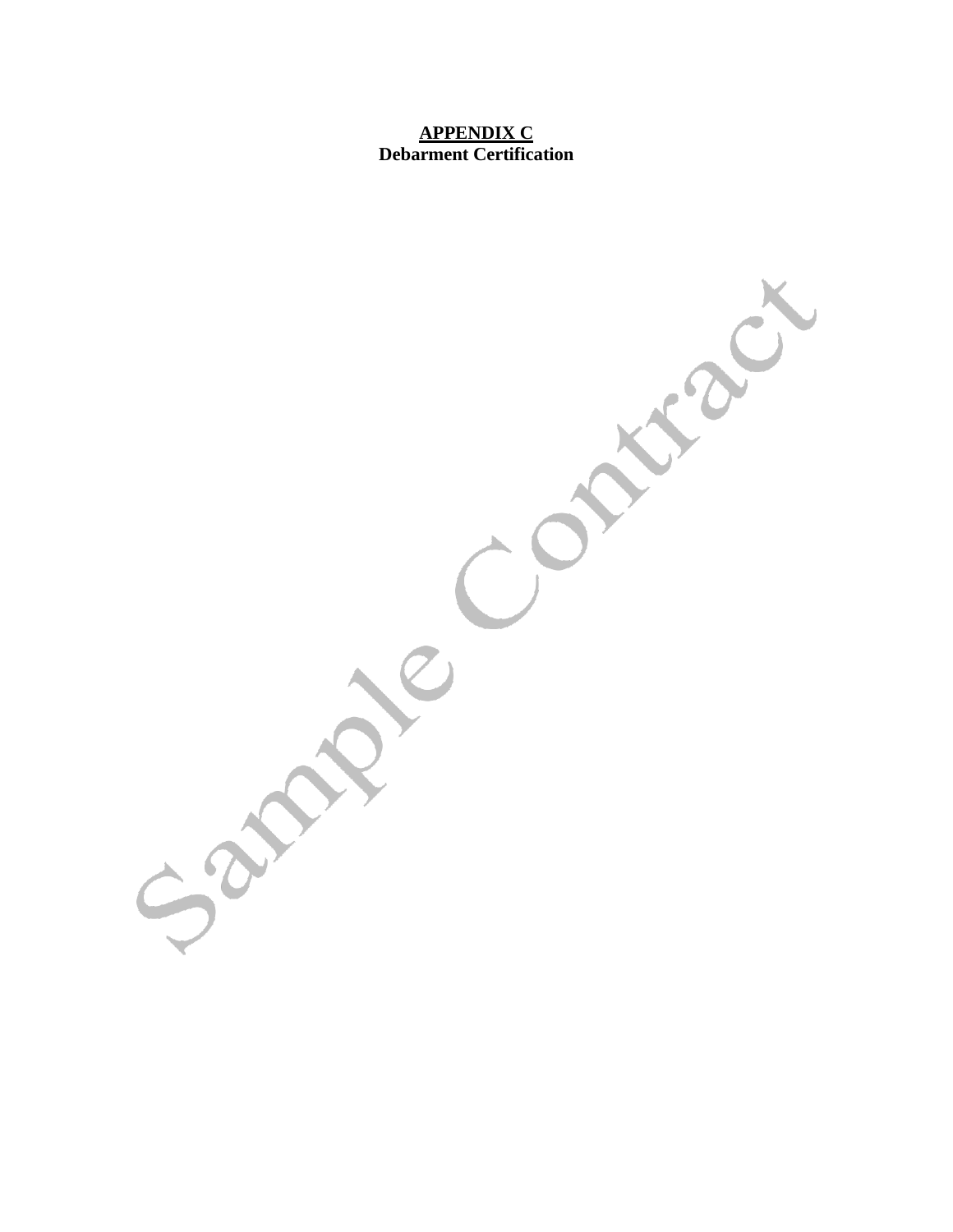**APPENDIX C**
**Debarment Certification**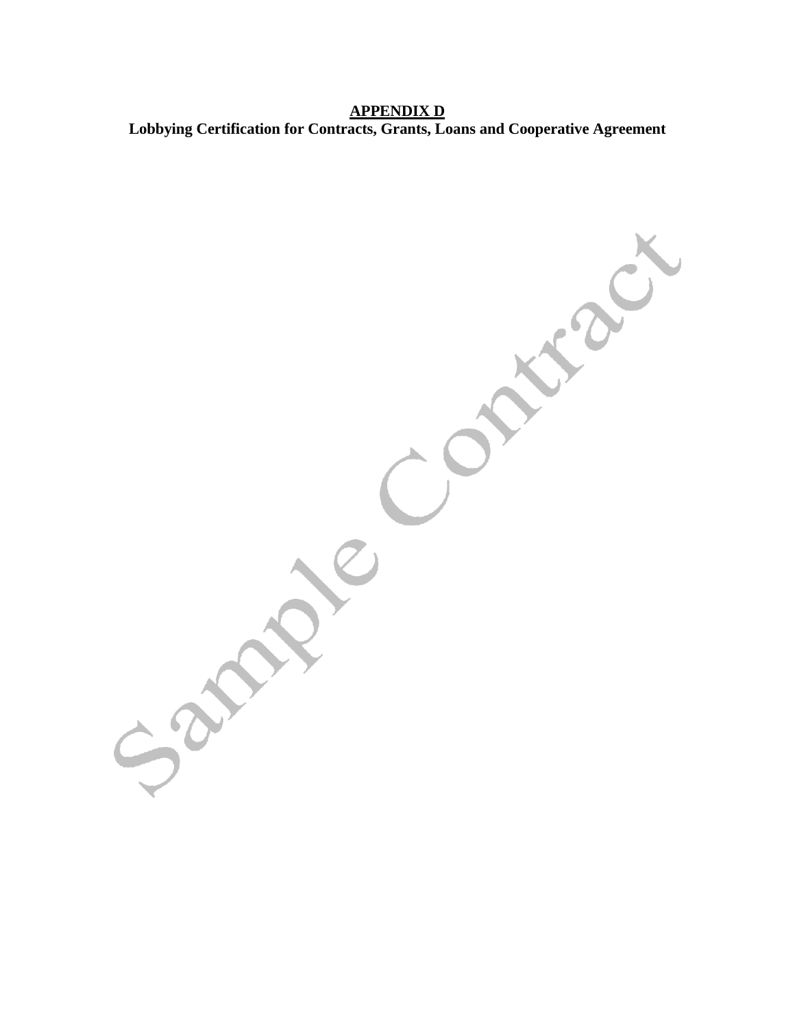**APPENDIX D**

**Lobbying Certification for Contracts, Grants, Loans and Cooperative Agreement**